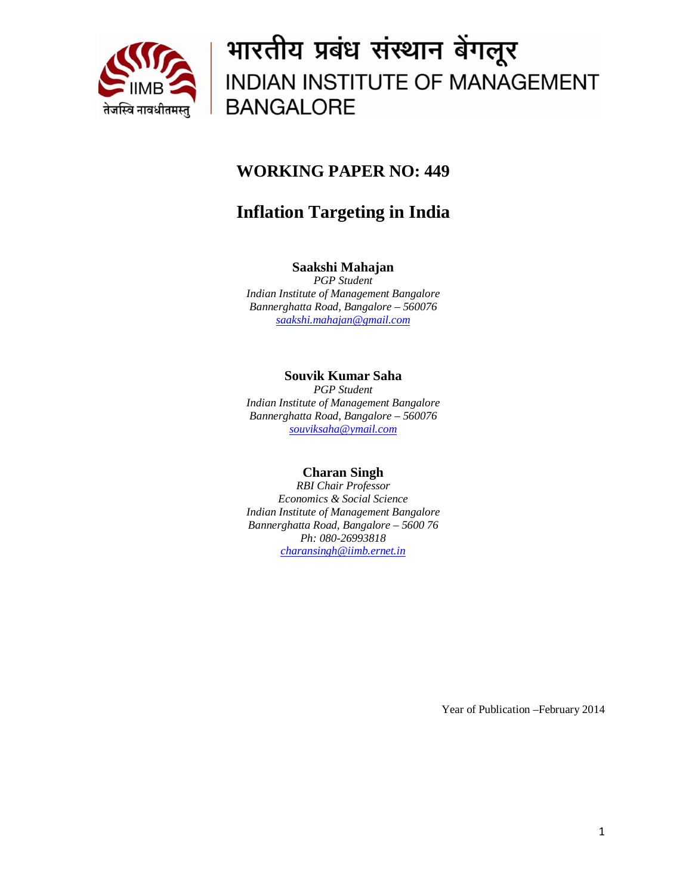भारतीय प्रबंध संस्थान बेंगलूर

INDIAN INSTITUTE OF MANAGEMENT BANGALORE

तेजस्वि नावधीतमस्तु

# WORKING PAPER NO: 449

# Inflation Targeting in India

**Saakshi Mahajan**
*PGP Student*
*Indian Institute of Management Bangalore*
*Bannerghatta Road, Bangalore – 560076*
*saakshi.mahajan@gmail.com*

**Souvik Kumar Saha**
*PGP Student*
*Indian Institute of Management Bangalore*
*Bannerghatta Road, Bangalore – 560076*
*souviksaha@ymail.com*

**Charan Singh**
*RBI Chair Professor*
*Economics & Social Science*
*Indian Institute of Management Bangalore*
*Bannerghatta Road, Bangalore – 5600 76*
*Ph: 080-26993818*
*charansingh@iimb.ernet.in*

Year of Publication –February 2014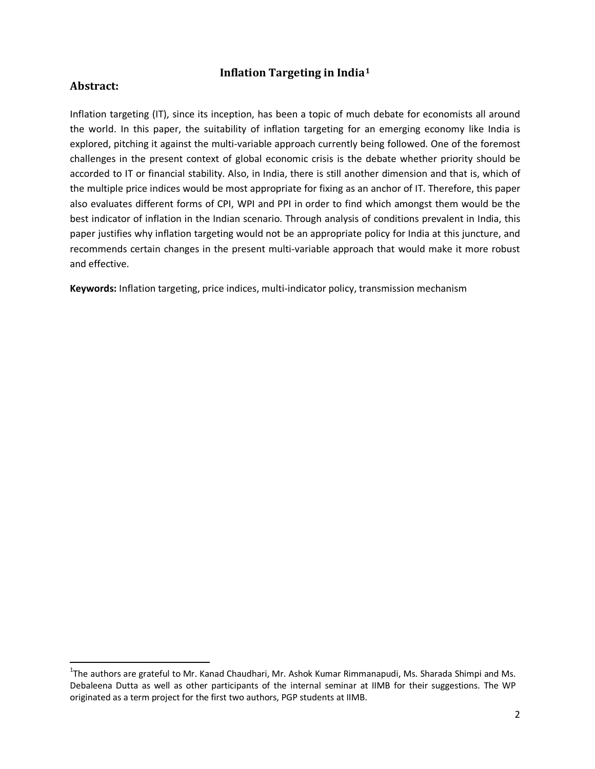# Inflation Targeting in India[1]

## Abstract:

Inflation targeting (IT), since its inception, has been a topic of much debate for economists all around the world. In this paper, the suitability of inflation targeting for an emerging economy like India is explored, pitching it against the multi-variable approach currently being followed. One of the foremost challenges in the present context of global economic crisis is the debate whether priority should be accorded to IT or financial stability. Also, in India, there is still another dimension and that is, which of the multiple price indices would be most appropriate for fixing as an anchor of IT. Therefore, this paper also evaluates different forms of CPI, WPI and PPI in order to find which amongst them would be the best indicator of inflation in the Indian scenario. Through analysis of conditions prevalent in India, this paper justifies why inflation targeting would not be an appropriate policy for India at this juncture, and recommends certain changes in the present multi-variable approach that would make it more robust and effective.

**Keywords:** Inflation targeting, price indices, multi-indicator policy, transmission mechanism

[1] The authors are grateful to Mr. Kanad Chaudhari, Mr. Ashok Kumar Rimmanapudi, Ms. Sharada Shimpi and Ms. Debaleena Dutta as well as other participants of the internal seminar at IIMB for their suggestions. The WP originated as a term project for the first two authors, PGP students at IIMB.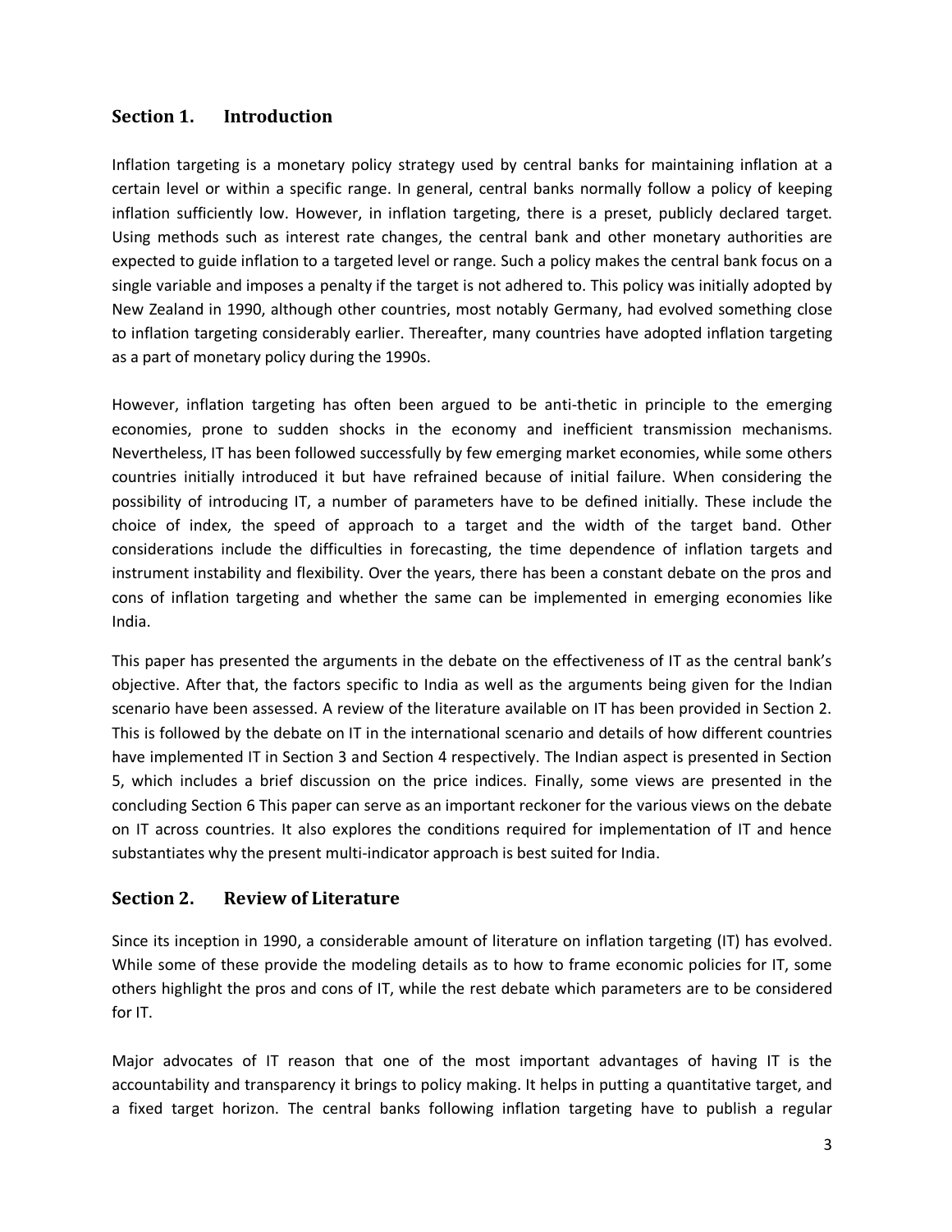## Section 1. Introduction

Inflation targeting is a monetary policy strategy used by central banks for maintaining inflation at a certain level or within a specific range. In general, central banks normally follow a policy of keeping inflation sufficiently low. However, in inflation targeting, there is a preset, publicly declared target. Using methods such as interest rate changes, the central bank and other monetary authorities are expected to guide inflation to a targeted level or range. Such a policy makes the central bank focus on a single variable and imposes a penalty if the target is not adhered to. This policy was initially adopted by New Zealand in 1990, although other countries, most notably Germany, had evolved something close to inflation targeting considerably earlier. Thereafter, many countries have adopted inflation targeting as a part of monetary policy during the 1990s.

However, inflation targeting has often been argued to be anti-thetic in principle to the emerging economies, prone to sudden shocks in the economy and inefficient transmission mechanisms. Nevertheless, IT has been followed successfully by few emerging market economies, while some others countries initially introduced it but have refrained because of initial failure. When considering the possibility of introducing IT, a number of parameters have to be defined initially. These include the choice of index, the speed of approach to a target and the width of the target band. Other considerations include the difficulties in forecasting, the time dependence of inflation targets and instrument instability and flexibility. Over the years, there has been a constant debate on the pros and cons of inflation targeting and whether the same can be implemented in emerging economies like India.

This paper has presented the arguments in the debate on the effectiveness of IT as the central bank's objective. After that, the factors specific to India as well as the arguments being given for the Indian scenario have been assessed. A review of the literature available on IT has been provided in Section 2. This is followed by the debate on IT in the international scenario and details of how different countries have implemented IT in Section 3 and Section 4 respectively. The Indian aspect is presented in Section 5, which includes a brief discussion on the price indices. Finally, some views are presented in the concluding Section 6 This paper can serve as an important reckoner for the various views on the debate on IT across countries. It also explores the conditions required for implementation of IT and hence substantiates why the present multi-indicator approach is best suited for India.

## Section 2. Review of Literature

Since its inception in 1990, a considerable amount of literature on inflation targeting (IT) has evolved. While some of these provide the modeling details as to how to frame economic policies for IT, some others highlight the pros and cons of IT, while the rest debate which parameters are to be considered for IT.

Major advocates of IT reason that one of the most important advantages of having IT is the accountability and transparency it brings to policy making. It helps in putting a quantitative target, and a fixed target horizon. The central banks following inflation targeting have to publish a regular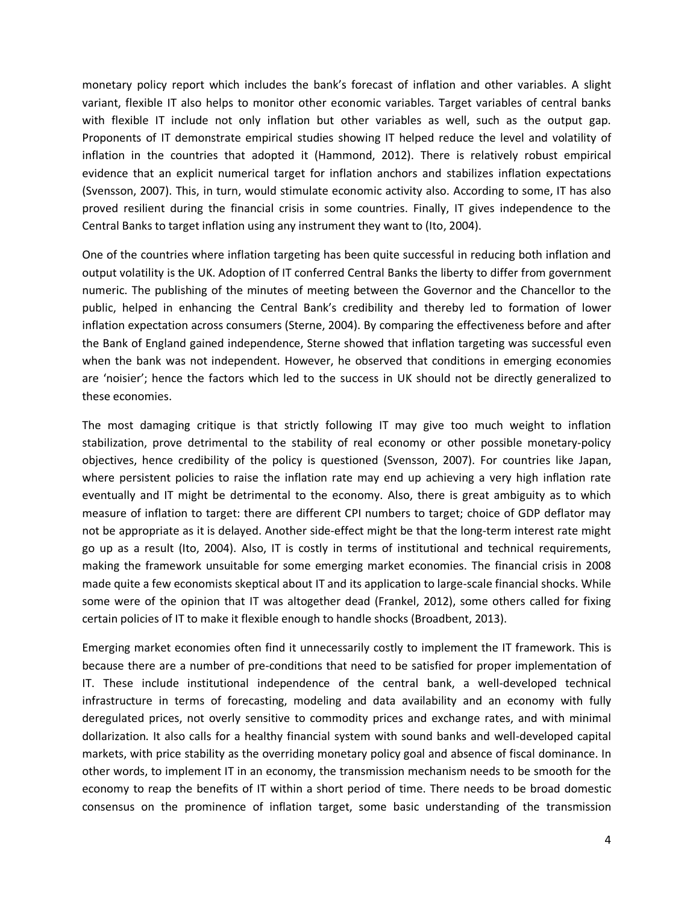monetary policy report which includes the bank's forecast of inflation and other variables. A slight variant, flexible IT also helps to monitor other economic variables. Target variables of central banks with flexible IT include not only inflation but other variables as well, such as the output gap. Proponents of IT demonstrate empirical studies showing IT helped reduce the level and volatility of inflation in the countries that adopted it (Hammond, 2012). There is relatively robust empirical evidence that an explicit numerical target for inflation anchors and stabilizes inflation expectations (Svensson, 2007). This, in turn, would stimulate economic activity also. According to some, IT has also proved resilient during the financial crisis in some countries. Finally, IT gives independence to the Central Banks to target inflation using any instrument they want to (Ito, 2004).

One of the countries where inflation targeting has been quite successful in reducing both inflation and output volatility is the UK. Adoption of IT conferred Central Banks the liberty to differ from government numeric. The publishing of the minutes of meeting between the Governor and the Chancellor to the public, helped in enhancing the Central Bank's credibility and thereby led to formation of lower inflation expectation across consumers (Sterne, 2004). By comparing the effectiveness before and after the Bank of England gained independence, Sterne showed that inflation targeting was successful even when the bank was not independent. However, he observed that conditions in emerging economies are 'noisier'; hence the factors which led to the success in UK should not be directly generalized to these economies.

The most damaging critique is that strictly following IT may give too much weight to inflation stabilization, prove detrimental to the stability of real economy or other possible monetary-policy objectives, hence credibility of the policy is questioned (Svensson, 2007). For countries like Japan, where persistent policies to raise the inflation rate may end up achieving a very high inflation rate eventually and IT might be detrimental to the economy. Also, there is great ambiguity as to which measure of inflation to target: there are different CPI numbers to target; choice of GDP deflator may not be appropriate as it is delayed. Another side-effect might be that the long-term interest rate might go up as a result (Ito, 2004). Also, IT is costly in terms of institutional and technical requirements, making the framework unsuitable for some emerging market economies. The financial crisis in 2008 made quite a few economists skeptical about IT and its application to large-scale financial shocks. While some were of the opinion that IT was altogether dead (Frankel, 2012), some others called for fixing certain policies of IT to make it flexible enough to handle shocks (Broadbent, 2013).

Emerging market economies often find it unnecessarily costly to implement the IT framework. This is because there are a number of pre-conditions that need to be satisfied for proper implementation of IT. These include institutional independence of the central bank, a well-developed technical infrastructure in terms of forecasting, modeling and data availability and an economy with fully deregulated prices, not overly sensitive to commodity prices and exchange rates, and with minimal dollarization. It also calls for a healthy financial system with sound banks and well-developed capital markets, with price stability as the overriding monetary policy goal and absence of fiscal dominance. In other words, to implement IT in an economy, the transmission mechanism needs to be smooth for the economy to reap the benefits of IT within a short period of time. There needs to be broad domestic consensus on the prominence of inflation target, some basic understanding of the transmission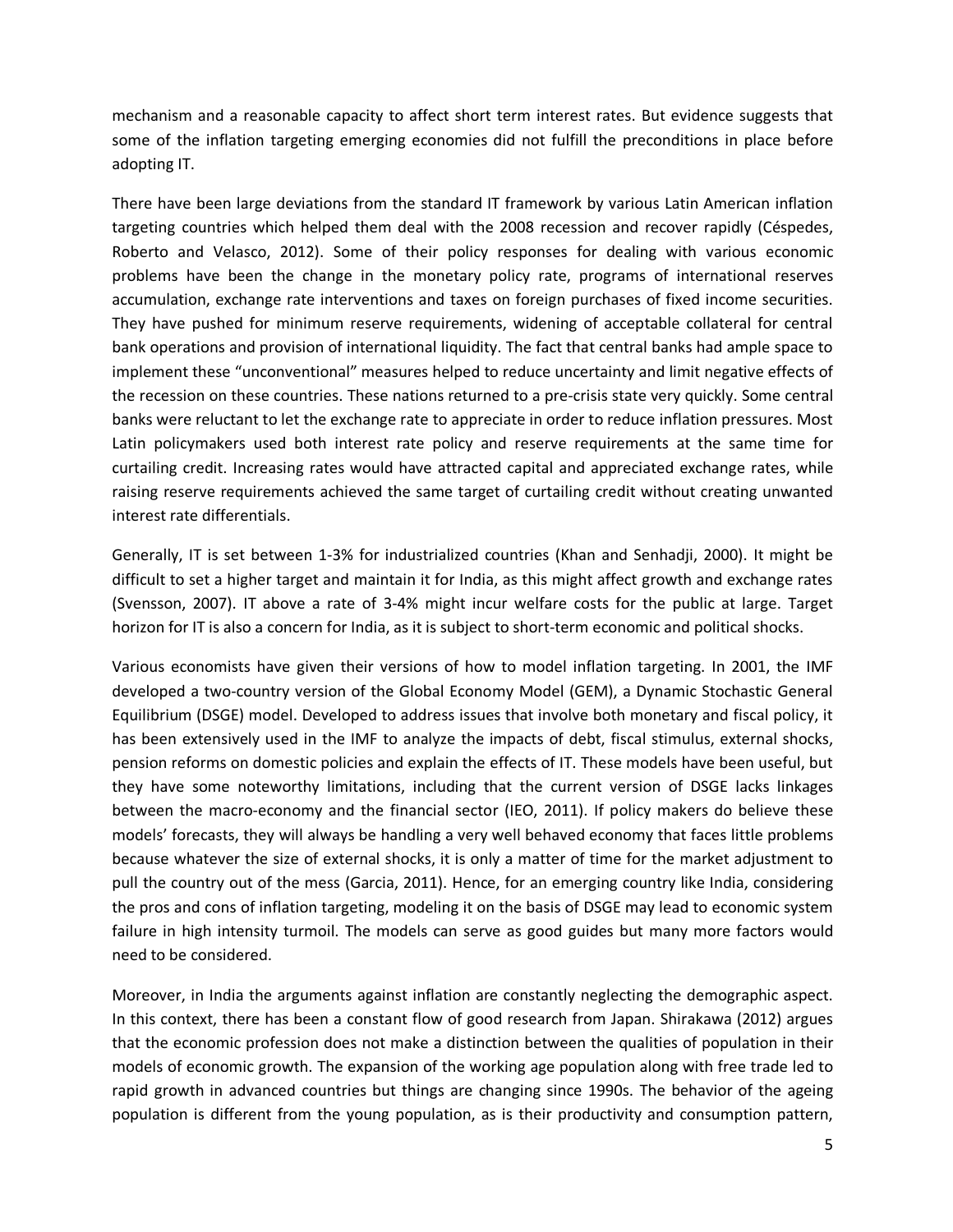mechanism and a reasonable capacity to affect short term interest rates. But evidence suggests that some of the inflation targeting emerging economies did not fulfill the preconditions in place before adopting IT.

There have been large deviations from the standard IT framework by various Latin American inflation targeting countries which helped them deal with the 2008 recession and recover rapidly (Céspedes, Roberto and Velasco, 2012). Some of their policy responses for dealing with various economic problems have been the change in the monetary policy rate, programs of international reserves accumulation, exchange rate interventions and taxes on foreign purchases of fixed income securities. They have pushed for minimum reserve requirements, widening of acceptable collateral for central bank operations and provision of international liquidity. The fact that central banks had ample space to implement these "unconventional" measures helped to reduce uncertainty and limit negative effects of the recession on these countries. These nations returned to a pre-crisis state very quickly. Some central banks were reluctant to let the exchange rate to appreciate in order to reduce inflation pressures. Most Latin policymakers used both interest rate policy and reserve requirements at the same time for curtailing credit. Increasing rates would have attracted capital and appreciated exchange rates, while raising reserve requirements achieved the same target of curtailing credit without creating unwanted interest rate differentials.

Generally, IT is set between 1-3% for industrialized countries (Khan and Senhadji, 2000). It might be difficult to set a higher target and maintain it for India, as this might affect growth and exchange rates (Svensson, 2007). IT above a rate of 3-4% might incur welfare costs for the public at large. Target horizon for IT is also a concern for India, as it is subject to short-term economic and political shocks.

Various economists have given their versions of how to model inflation targeting. In 2001, the IMF developed a two-country version of the Global Economy Model (GEM), a Dynamic Stochastic General Equilibrium (DSGE) model. Developed to address issues that involve both monetary and fiscal policy, it has been extensively used in the IMF to analyze the impacts of debt, fiscal stimulus, external shocks, pension reforms on domestic policies and explain the effects of IT. These models have been useful, but they have some noteworthy limitations, including that the current version of DSGE lacks linkages between the macro-economy and the financial sector (IEO, 2011). If policy makers do believe these models' forecasts, they will always be handling a very well behaved economy that faces little problems because whatever the size of external shocks, it is only a matter of time for the market adjustment to pull the country out of the mess (Garcia, 2011). Hence, for an emerging country like India, considering the pros and cons of inflation targeting, modeling it on the basis of DSGE may lead to economic system failure in high intensity turmoil. The models can serve as good guides but many more factors would need to be considered.

Moreover, in India the arguments against inflation are constantly neglecting the demographic aspect. In this context, there has been a constant flow of good research from Japan. Shirakawa (2012) argues that the economic profession does not make a distinction between the qualities of population in their models of economic growth. The expansion of the working age population along with free trade led to rapid growth in advanced countries but things are changing since 1990s. The behavior of the ageing population is different from the young population, as is their productivity and consumption pattern,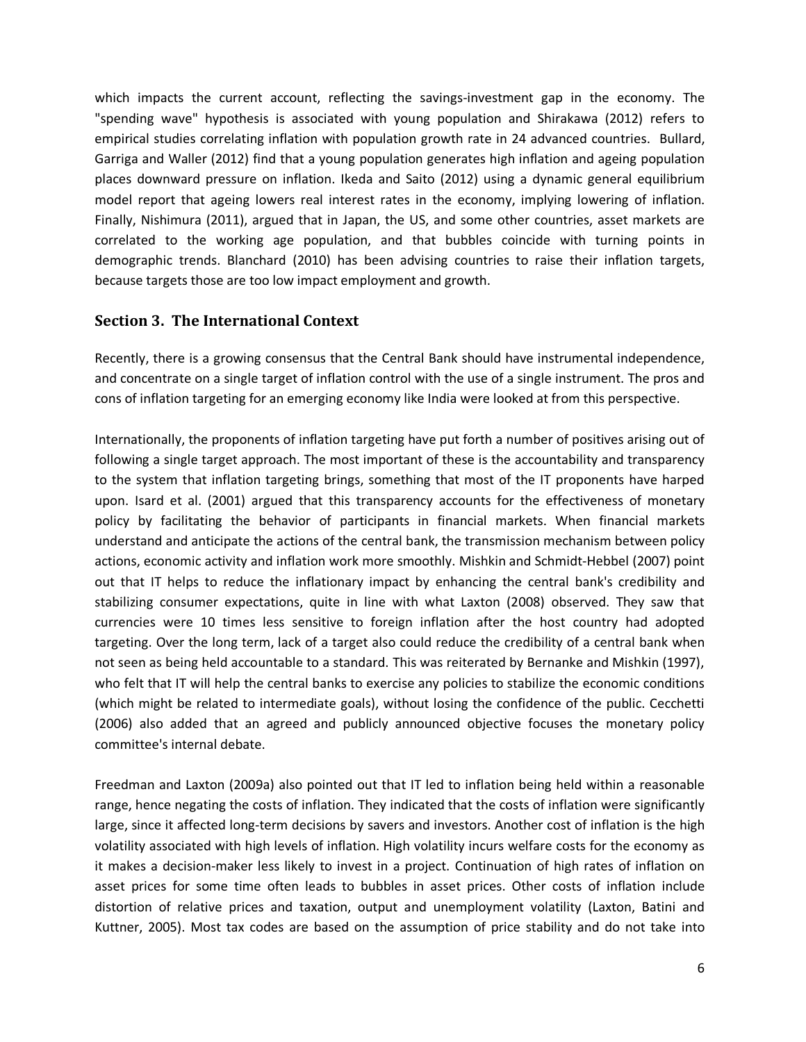which impacts the current account, reflecting the savings-investment gap in the economy. The "spending wave" hypothesis is associated with young population and Shirakawa (2012) refers to empirical studies correlating inflation with population growth rate in 24 advanced countries. Bullard, Garriga and Waller (2012) find that a young population generates high inflation and ageing population places downward pressure on inflation. Ikeda and Saito (2012) using a dynamic general equilibrium model report that ageing lowers real interest rates in the economy, implying lowering of inflation. Finally, Nishimura (2011), argued that in Japan, the US, and some other countries, asset markets are correlated to the working age population, and that bubbles coincide with turning points in demographic trends. Blanchard (2010) has been advising countries to raise their inflation targets, because targets those are too low impact employment and growth.

## Section 3. The International Context

Recently, there is a growing consensus that the Central Bank should have instrumental independence, and concentrate on a single target of inflation control with the use of a single instrument. The pros and cons of inflation targeting for an emerging economy like India were looked at from this perspective.

Internationally, the proponents of inflation targeting have put forth a number of positives arising out of following a single target approach. The most important of these is the accountability and transparency to the system that inflation targeting brings, something that most of the IT proponents have harped upon. Isard et al. (2001) argued that this transparency accounts for the effectiveness of monetary policy by facilitating the behavior of participants in financial markets. When financial markets understand and anticipate the actions of the central bank, the transmission mechanism between policy actions, economic activity and inflation work more smoothly. Mishkin and Schmidt-Hebbel (2007) point out that IT helps to reduce the inflationary impact by enhancing the central bank's credibility and stabilizing consumer expectations, quite in line with what Laxton (2008) observed. They saw that currencies were 10 times less sensitive to foreign inflation after the host country had adopted targeting. Over the long term, lack of a target also could reduce the credibility of a central bank when not seen as being held accountable to a standard. This was reiterated by Bernanke and Mishkin (1997), who felt that IT will help the central banks to exercise any policies to stabilize the economic conditions (which might be related to intermediate goals), without losing the confidence of the public. Cecchetti (2006) also added that an agreed and publicly announced objective focuses the monetary policy committee's internal debate.

Freedman and Laxton (2009a) also pointed out that IT led to inflation being held within a reasonable range, hence negating the costs of inflation. They indicated that the costs of inflation were significantly large, since it affected long-term decisions by savers and investors. Another cost of inflation is the high volatility associated with high levels of inflation. High volatility incurs welfare costs for the economy as it makes a decision-maker less likely to invest in a project. Continuation of high rates of inflation on asset prices for some time often leads to bubbles in asset prices. Other costs of inflation include distortion of relative prices and taxation, output and unemployment volatility (Laxton, Batini and Kuttner, 2005). Most tax codes are based on the assumption of price stability and do not take into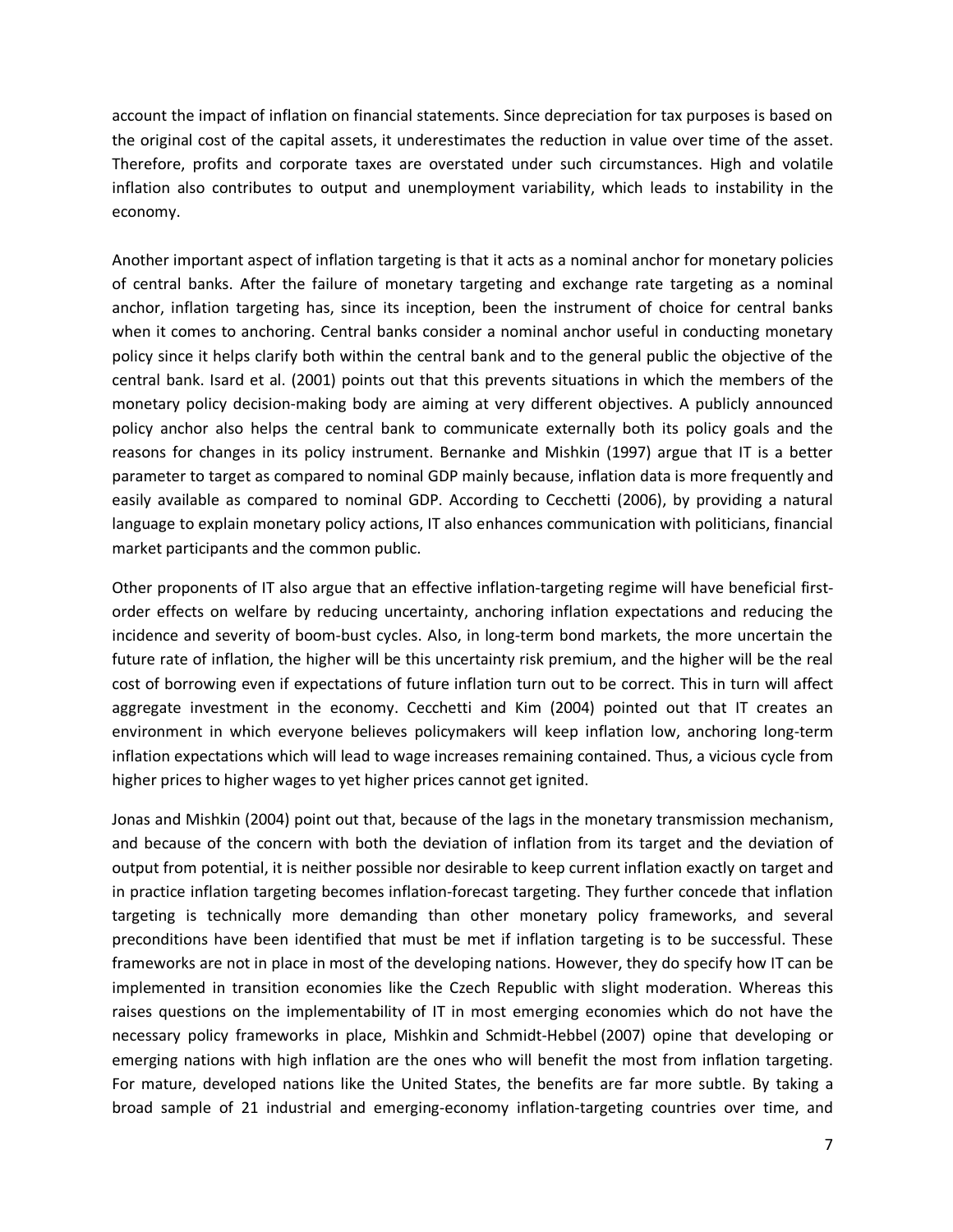account the impact of inflation on financial statements. Since depreciation for tax purposes is based on the original cost of the capital assets, it underestimates the reduction in value over time of the asset. Therefore, profits and corporate taxes are overstated under such circumstances. High and volatile inflation also contributes to output and unemployment variability, which leads to instability in the economy.

Another important aspect of inflation targeting is that it acts as a nominal anchor for monetary policies of central banks. After the failure of monetary targeting and exchange rate targeting as a nominal anchor, inflation targeting has, since its inception, been the instrument of choice for central banks when it comes to anchoring. Central banks consider a nominal anchor useful in conducting monetary policy since it helps clarify both within the central bank and to the general public the objective of the central bank. Isard et al. (2001) points out that this prevents situations in which the members of the monetary policy decision-making body are aiming at very different objectives. A publicly announced policy anchor also helps the central bank to communicate externally both its policy goals and the reasons for changes in its policy instrument. Bernanke and Mishkin (1997) argue that IT is a better parameter to target as compared to nominal GDP mainly because, inflation data is more frequently and easily available as compared to nominal GDP. According to Cecchetti (2006), by providing a natural language to explain monetary policy actions, IT also enhances communication with politicians, financial market participants and the common public.

Other proponents of IT also argue that an effective inflation-targeting regime will have beneficial first-order effects on welfare by reducing uncertainty, anchoring inflation expectations and reducing the incidence and severity of boom-bust cycles. Also, in long-term bond markets, the more uncertain the future rate of inflation, the higher will be this uncertainty risk premium, and the higher will be the real cost of borrowing even if expectations of future inflation turn out to be correct. This in turn will affect aggregate investment in the economy. Cecchetti and Kim (2004) pointed out that IT creates an environment in which everyone believes policymakers will keep inflation low, anchoring long-term inflation expectations which will lead to wage increases remaining contained. Thus, a vicious cycle from higher prices to higher wages to yet higher prices cannot get ignited.

Jonas and Mishkin (2004) point out that, because of the lags in the monetary transmission mechanism, and because of the concern with both the deviation of inflation from its target and the deviation of output from potential, it is neither possible nor desirable to keep current inflation exactly on target and in practice inflation targeting becomes inflation-forecast targeting. They further concede that inflation targeting is technically more demanding than other monetary policy frameworks, and several preconditions have been identified that must be met if inflation targeting is to be successful. These frameworks are not in place in most of the developing nations. However, they do specify how IT can be implemented in transition economies like the Czech Republic with slight moderation. Whereas this raises questions on the implementability of IT in most emerging economies which do not have the necessary policy frameworks in place, Mishkin and Schmidt-Hebbel (2007) opine that developing or emerging nations with high inflation are the ones who will benefit the most from inflation targeting. For mature, developed nations like the United States, the benefits are far more subtle. By taking a broad sample of 21 industrial and emerging-economy inflation-targeting countries over time, and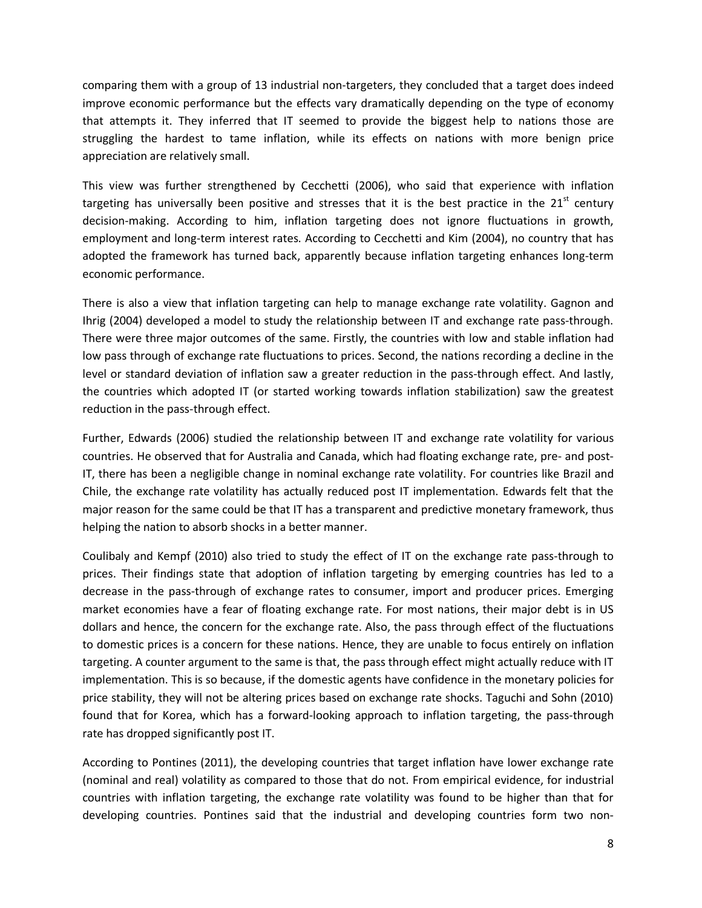comparing them with a group of 13 industrial non-targeters, they concluded that a target does indeed improve economic performance but the effects vary dramatically depending on the type of economy that attempts it. They inferred that IT seemed to provide the biggest help to nations those are struggling the hardest to tame inflation, while its effects on nations with more benign price appreciation are relatively small.

This view was further strengthened by Cecchetti (2006), who said that experience with inflation targeting has universally been positive and stresses that it is the best practice in the 21st century decision-making. According to him, inflation targeting does not ignore fluctuations in growth, employment and long-term interest rates. According to Cecchetti and Kim (2004), no country that has adopted the framework has turned back, apparently because inflation targeting enhances long-term economic performance.

There is also a view that inflation targeting can help to manage exchange rate volatility. Gagnon and Ihrig (2004) developed a model to study the relationship between IT and exchange rate pass-through. There were three major outcomes of the same. Firstly, the countries with low and stable inflation had low pass through of exchange rate fluctuations to prices. Second, the nations recording a decline in the level or standard deviation of inflation saw a greater reduction in the pass-through effect. And lastly, the countries which adopted IT (or started working towards inflation stabilization) saw the greatest reduction in the pass-through effect.

Further, Edwards (2006) studied the relationship between IT and exchange rate volatility for various countries. He observed that for Australia and Canada, which had floating exchange rate, pre- and post-IT, there has been a negligible change in nominal exchange rate volatility. For countries like Brazil and Chile, the exchange rate volatility has actually reduced post IT implementation. Edwards felt that the major reason for the same could be that IT has a transparent and predictive monetary framework, thus helping the nation to absorb shocks in a better manner.

Coulibaly and Kempf (2010) also tried to study the effect of IT on the exchange rate pass-through to prices. Their findings state that adoption of inflation targeting by emerging countries has led to a decrease in the pass-through of exchange rates to consumer, import and producer prices. Emerging market economies have a fear of floating exchange rate. For most nations, their major debt is in US dollars and hence, the concern for the exchange rate. Also, the pass through effect of the fluctuations to domestic prices is a concern for these nations. Hence, they are unable to focus entirely on inflation targeting. A counter argument to the same is that, the pass through effect might actually reduce with IT implementation. This is so because, if the domestic agents have confidence in the monetary policies for price stability, they will not be altering prices based on exchange rate shocks. Taguchi and Sohn (2010) found that for Korea, which has a forward-looking approach to inflation targeting, the pass-through rate has dropped significantly post IT.

According to Pontines (2011), the developing countries that target inflation have lower exchange rate (nominal and real) volatility as compared to those that do not. From empirical evidence, for industrial countries with inflation targeting, the exchange rate volatility was found to be higher than that for developing countries. Pontines said that the industrial and developing countries form two non-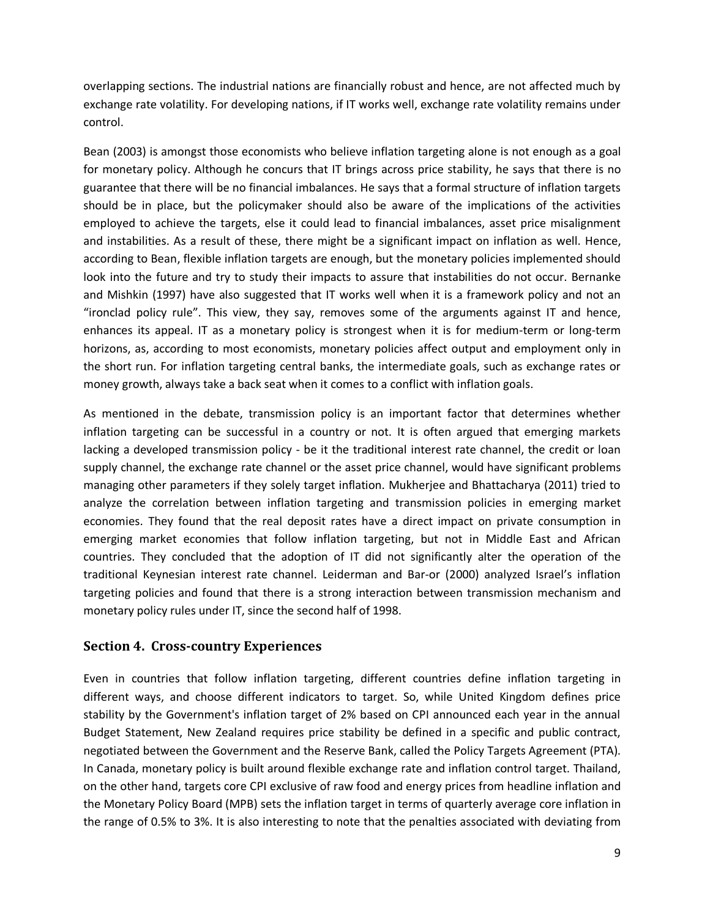overlapping sections. The industrial nations are financially robust and hence, are not affected much by exchange rate volatility. For developing nations, if IT works well, exchange rate volatility remains under control.

Bean (2003) is amongst those economists who believe inflation targeting alone is not enough as a goal for monetary policy. Although he concurs that IT brings across price stability, he says that there is no guarantee that there will be no financial imbalances. He says that a formal structure of inflation targets should be in place, but the policymaker should also be aware of the implications of the activities employed to achieve the targets, else it could lead to financial imbalances, asset price misalignment and instabilities. As a result of these, there might be a significant impact on inflation as well. Hence, according to Bean, flexible inflation targets are enough, but the monetary policies implemented should look into the future and try to study their impacts to assure that instabilities do not occur. Bernanke and Mishkin (1997) have also suggested that IT works well when it is a framework policy and not an "ironclad policy rule". This view, they say, removes some of the arguments against IT and hence, enhances its appeal. IT as a monetary policy is strongest when it is for medium-term or long-term horizons, as, according to most economists, monetary policies affect output and employment only in the short run. For inflation targeting central banks, the intermediate goals, such as exchange rates or money growth, always take a back seat when it comes to a conflict with inflation goals.

As mentioned in the debate, transmission policy is an important factor that determines whether inflation targeting can be successful in a country or not. It is often argued that emerging markets lacking a developed transmission policy - be it the traditional interest rate channel, the credit or loan supply channel, the exchange rate channel or the asset price channel, would have significant problems managing other parameters if they solely target inflation. Mukherjee and Bhattacharya (2011) tried to analyze the correlation between inflation targeting and transmission policies in emerging market economies. They found that the real deposit rates have a direct impact on private consumption in emerging market economies that follow inflation targeting, but not in Middle East and African countries. They concluded that the adoption of IT did not significantly alter the operation of the traditional Keynesian interest rate channel. Leiderman and Bar-or (2000) analyzed Israel's inflation targeting policies and found that there is a strong interaction between transmission mechanism and monetary policy rules under IT, since the second half of 1998.

## Section 4. Cross-country Experiences

Even in countries that follow inflation targeting, different countries define inflation targeting in different ways, and choose different indicators to target. So, while United Kingdom defines price stability by the Government's inflation target of 2% based on CPI announced each year in the annual Budget Statement, New Zealand requires price stability be defined in a specific and public contract, negotiated between the Government and the Reserve Bank, called the Policy Targets Agreement (PTA). In Canada, monetary policy is built around flexible exchange rate and inflation control target. Thailand, on the other hand, targets core CPI exclusive of raw food and energy prices from headline inflation and the Monetary Policy Board (MPB) sets the inflation target in terms of quarterly average core inflation in the range of 0.5% to 3%. It is also interesting to note that the penalties associated with deviating from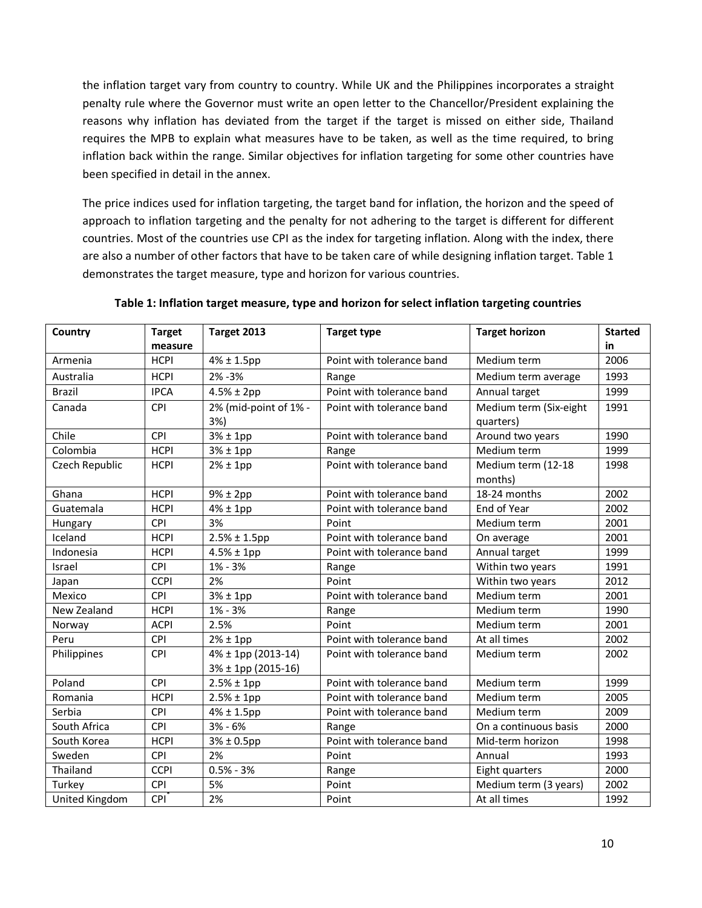the inflation target vary from country to country. While UK and the Philippines incorporates a straight penalty rule where the Governor must write an open letter to the Chancellor/President explaining the reasons why inflation has deviated from the target if the target is missed on either side, Thailand requires the MPB to explain what measures have to be taken, as well as the time required, to bring inflation back within the range. Similar objectives for inflation targeting for some other countries have been specified in detail in the annex.

The price indices used for inflation targeting, the target band for inflation, the horizon and the speed of approach to inflation targeting and the penalty for not adhering to the target is different for different countries. Most of the countries use CPI as the index for targeting inflation. Along with the index, there are also a number of other factors that have to be taken care of while designing inflation target. Table 1 demonstrates the target measure, type and horizon for various countries.

**Table 1: Inflation target measure, type and horizon for select inflation targeting countries**

| Country | Target measure | Target 2013 | Target type | Target horizon | Started in |
|---|---|---|---|---|---|
| Armenia | HCPI | 4% ± 1.5pp | Point with tolerance band | Medium term | 2006 |
| Australia | HCPI | 2% -3% | Range | Medium term average | 1993 |
| Brazil | IPCA | 4.5% ± 2pp | Point with tolerance band | Annual target | 1999 |
| Canada | CPI | 2% (mid-point of 1% - 3%) | Point with tolerance band | Medium term (Six-eight quarters) | 1991 |
| Chile | CPI | 3% ± 1pp | Point with tolerance band | Around two years | 1990 |
| Colombia | HCPI | 3% ± 1pp | Range | Medium term | 1999 |
| Czech Republic | HCPI | 2% ± 1pp | Point with tolerance band | Medium term (12-18 months) | 1998 |
| Ghana | HCPI | 9% ± 2pp | Point with tolerance band | 18-24 months | 2002 |
| Guatemala | HCPI | 4% ± 1pp | Point with tolerance band | End of Year | 2002 |
| Hungary | CPI | 3% | Point | Medium term | 2001 |
| Iceland | HCPI | 2.5% ± 1.5pp | Point with tolerance band | On average | 2001 |
| Indonesia | HCPI | 4.5% ± 1pp | Point with tolerance band | Annual target | 1999 |
| Israel | CPI | 1% - 3% | Range | Within two years | 1991 |
| Japan | CCPI | 2% | Point | Within two years | 2012 |
| Mexico | CPI | 3% ± 1pp | Point with tolerance band | Medium term | 2001 |
| New Zealand | HCPI | 1% - 3% | Range | Medium term | 1990 |
| Norway | ACPI | 2.5% | Point | Medium term | 2001 |
| Peru | CPI | 2% ± 1pp | Point with tolerance band | At all times | 2002 |
| Philippines | CPI | 4% ± 1pp (2013-14) 3% ± 1pp (2015-16) | Point with tolerance band | Medium term | 2002 |
| Poland | CPI | 2.5% ± 1pp | Point with tolerance band | Medium term | 1999 |
| Romania | HCPI | 2.5% ± 1pp | Point with tolerance band | Medium term | 2005 |
| Serbia | CPI | 4% ± 1.5pp | Point with tolerance band | Medium term | 2009 |
| South Africa | CPI | 3% - 6% | Range | On a continuous basis | 2000 |
| South Korea | HCPI | 3% ± 0.5pp | Point with tolerance band | Mid-term horizon | 1998 |
| Sweden | CPI | 2% | Point | Annual | 1993 |
| Thailand | CCPI | 0.5% - 3% | Range | Eight quarters | 2000 |
| Turkey | CPI | 5% | Point | Medium term (3 years) | 2002 |
| United Kingdom | CPI* | 2% | Point | At all times | 1992 |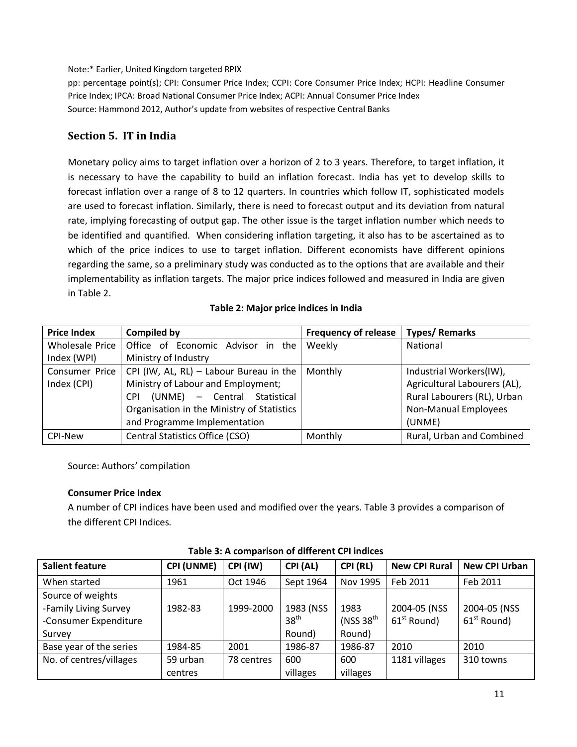Note:* Earlier, United Kingdom targeted RPIX

pp: percentage point(s); CPI: Consumer Price Index; CCPI: Core Consumer Price Index; HCPI: Headline Consumer Price Index; IPCA: Broad National Consumer Price Index; ACPI: Annual Consumer Price Index

Source: Hammond 2012, Author's update from websites of respective Central Banks

## Section 5. IT in India

Monetary policy aims to target inflation over a horizon of 2 to 3 years. Therefore, to target inflation, it is necessary to have the capability to build an inflation forecast. India has yet to develop skills to forecast inflation over a range of 8 to 12 quarters. In countries which follow IT, sophisticated models are used to forecast inflation. Similarly, there is need to forecast output and its deviation from natural rate, implying forecasting of output gap. The other issue is the target inflation number which needs to be identified and quantified. When considering inflation targeting, it also has to be ascertained as to which of the price indices to use to target inflation. Different economists have different opinions regarding the same, so a preliminary study was conducted as to the options that are available and their implementability as inflation targets. The major price indices followed and measured in India are given in Table 2.

**Table 2: Major price indices in India**

| Price Index | Compiled by | Frequency of release | Types/ Remarks |
|---|---|---|---|
| Wholesale Price Index (WPI) | Office of Economic Advisor in the Ministry of Industry | Weekly | National |
| Consumer Price Index (CPI) | CPI (IW, AL, RL) – Labour Bureau in the Ministry of Labour and Employment; CPI (UNME) – Central Statistical Organisation in the Ministry of Statistics and Programme Implementation | Monthly | Industrial Workers(IW), Agricultural Labourers (AL), Rural Labourers (RL), Urban Non-Manual Employees (UNME) |
| CPI-New | Central Statistics Office (CSO) | Monthly | Rural, Urban and Combined |

Source: Authors' compilation

**Consumer Price Index**

A number of CPI indices have been used and modified over the years. Table 3 provides a comparison of the different CPI Indices.

**Table 3: A comparison of different CPI indices**

| Salient feature | CPI (UNME) | CPI (IW) | CPI (AL) | CPI (RL) | New CPI Rural | New CPI Urban |
|---|---|---|---|---|---|---|
| When started | 1961 | Oct 1946 | Sept 1964 | Nov 1995 | Feb 2011 | Feb 2011 |
| Source of weights<br>-Family Living Survey<br>-Consumer Expenditure Survey | 1982-83 | 1999-2000 | 1983 (NSS 38th Round) | 1983 (NSS 38th Round) | 2004-05 (NSS 61st Round) | 2004-05 (NSS 61st Round) |
| Base year of the series | 1984-85 | 2001 | 1986-87 | 1986-87 | 2010 | 2010 |
| No. of centres/villages | 59 urban centres | 78 centres | 600 villages | 600 villages | 1181 villages | 310 towns |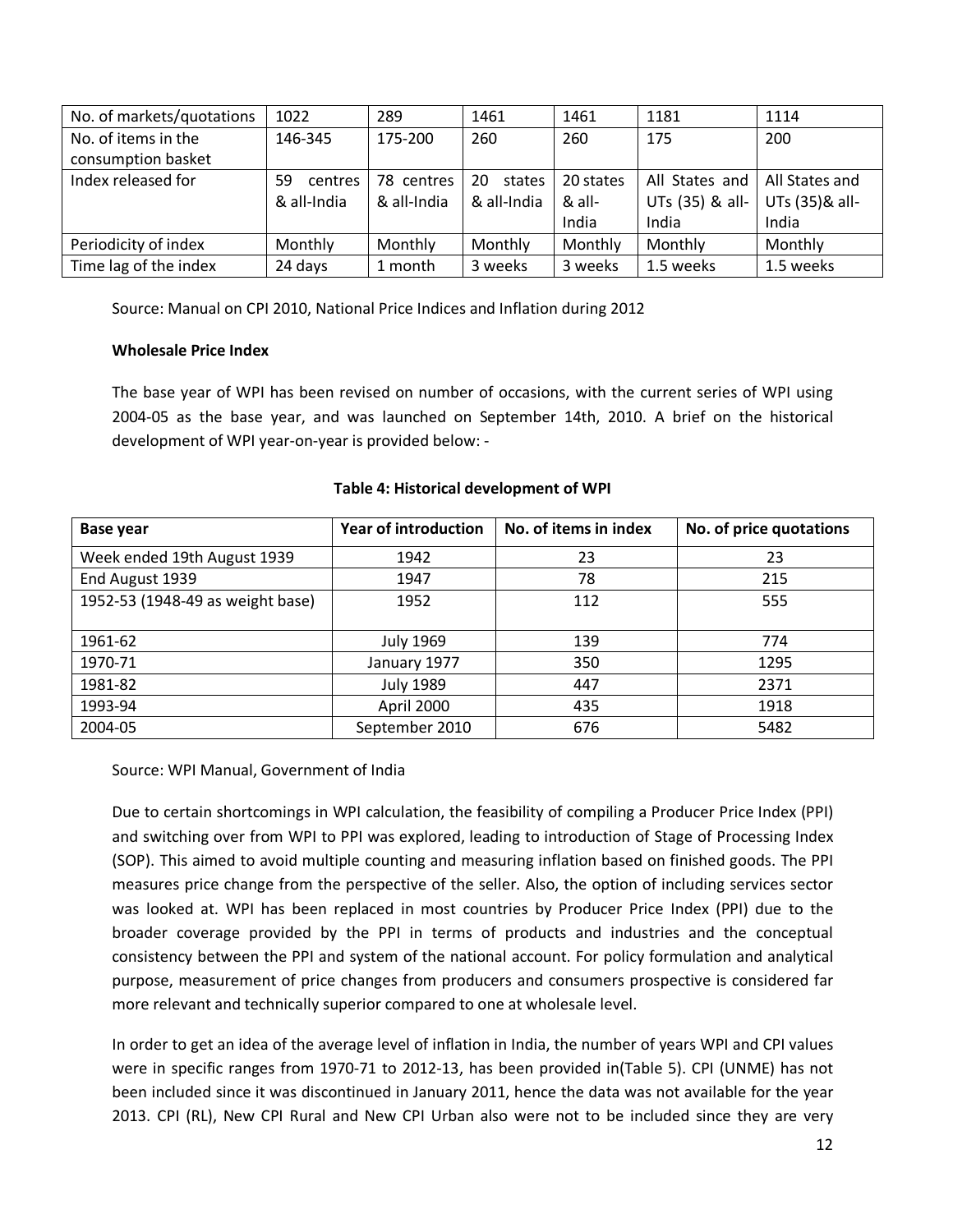| No. of markets/quotations | 1022 | 289 | 1461 | 1461 | 1181 | 1114 |
|---|---|---|---|---|---|---|
| No. of items in the consumption basket | 146-345 | 175-200 | 260 | 260 | 175 | 200 |
| Index released for | 59 centres & all-India | 78 centres & all-India | 20 states & all-India | 20 states & all-India | All States and UTs (35) & all-India | All States and UTs (35)& all-India |
| Periodicity of index | Monthly | Monthly | Monthly | Monthly | Monthly | Monthly |
| Time lag of the index | 24 days | 1 month | 3 weeks | 3 weeks | 1.5 weeks | 1.5 weeks |

Source: Manual on CPI 2010, National Price Indices and Inflation during 2012

**Wholesale Price Index**

The base year of WPI has been revised on number of occasions, with the current series of WPI using 2004-05 as the base year, and was launched on September 14th, 2010. A brief on the historical development of WPI year-on-year is provided below: -

**Table 4: Historical development of WPI**

| Base year | Year of introduction | No. of items in index | No. of price quotations |
|---|---|---|---|
| Week ended 19th August 1939 | 1942 | 23 | 23 |
| End August 1939 | 1947 | 78 | 215 |
| 1952-53 (1948-49 as weight base) | 1952 | 112 | 555 |
| 1961-62 | July 1969 | 139 | 774 |
| 1970-71 | January 1977 | 350 | 1295 |
| 1981-82 | July 1989 | 447 | 2371 |
| 1993-94 | April 2000 | 435 | 1918 |
| 2004-05 | September 2010 | 676 | 5482 |

Source: WPI Manual, Government of India

Due to certain shortcomings in WPI calculation, the feasibility of compiling a Producer Price Index (PPI) and switching over from WPI to PPI was explored, leading to introduction of Stage of Processing Index (SOP). This aimed to avoid multiple counting and measuring inflation based on finished goods. The PPI measures price change from the perspective of the seller. Also, the option of including services sector was looked at. WPI has been replaced in most countries by Producer Price Index (PPI) due to the broader coverage provided by the PPI in terms of products and industries and the conceptual consistency between the PPI and system of the national account. For policy formulation and analytical purpose, measurement of price changes from producers and consumers prospective is considered far more relevant and technically superior compared to one at wholesale level.

In order to get an idea of the average level of inflation in India, the number of years WPI and CPI values were in specific ranges from 1970-71 to 2012-13, has been provided in(Table 5). CPI (UNME) has not been included since it was discontinued in January 2011, hence the data was not available for the year 2013. CPI (RL), New CPI Rural and New CPI Urban also were not to be included since they are very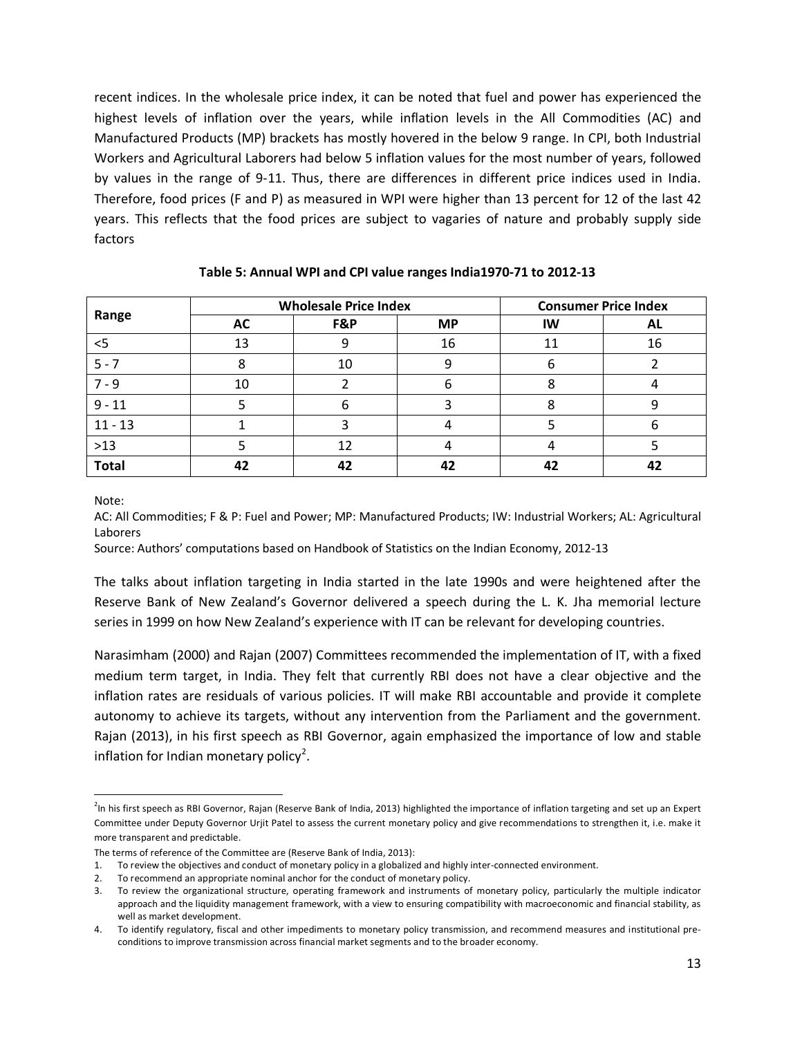recent indices. In the wholesale price index, it can be noted that fuel and power has experienced the highest levels of inflation over the years, while inflation levels in the All Commodities (AC) and Manufactured Products (MP) brackets has mostly hovered in the below 9 range. In CPI, both Industrial Workers and Agricultural Laborers had below 5 inflation values for the most number of years, followed by values in the range of 9-11. Thus, there are differences in different price indices used in India. Therefore, food prices (F and P) as measured in WPI were higher than 13 percent for 12 of the last 42 years. This reflects that the food prices are subject to vagaries of nature and probably supply side factors

**Table 5: Annual WPI and CPI value ranges India1970-71 to 2012-13**

| Range | Wholesale Price Index | | | Consumer Price Index | |
|---|---|---|---|---|---|
| | AC | F&P | MP | IW | AL |
| <5 | 13 | 9 | 16 | 11 | 16 |
| 5 - 7 | 8 | 10 | 9 | 6 | 2 |
| 7 - 9 | 10 | 2 | 6 | 8 | 4 |
| 9 - 11 | 5 | 6 | 3 | 8 | 9 |
| 11 - 13 | 1 | 3 | 4 | 5 | 6 |
| >13 | 5 | 12 | 4 | 4 | 5 |
| **Total** | **42** | **42** | **42** | **42** | **42** |

Note:

AC: All Commodities; F & P: Fuel and Power; MP: Manufactured Products; IW: Industrial Workers; AL: Agricultural Laborers

Source: Authors' computations based on Handbook of Statistics on the Indian Economy, 2012-13

The talks about inflation targeting in India started in the late 1990s and were heightened after the Reserve Bank of New Zealand's Governor delivered a speech during the L. K. Jha memorial lecture series in 1999 on how New Zealand's experience with IT can be relevant for developing countries.

Narasimham (2000) and Rajan (2007) Committees recommended the implementation of IT, with a fixed medium term target, in India. They felt that currently RBI does not have a clear objective and the inflation rates are residuals of various policies. IT will make RBI accountable and provide it complete autonomy to achieve its targets, without any intervention from the Parliament and the government. Rajan (2013), in his first speech as RBI Governor, again emphasized the importance of low and stable inflation for Indian monetary policy[2].

[2] In his first speech as RBI Governor, Rajan (Reserve Bank of India, 2013) highlighted the importance of inflation targeting and set up an Expert Committee under Deputy Governor Urjit Patel to assess the current monetary policy and give recommendations to strengthen it, i.e. make it more transparent and predictable.

The terms of reference of the Committee are (Reserve Bank of India, 2013):

1. To review the objectives and conduct of monetary policy in a globalized and highly inter-connected environment.
2. To recommend an appropriate nominal anchor for the conduct of monetary policy.
3. To review the organizational structure, operating framework and instruments of monetary policy, particularly the multiple indicator approach and the liquidity management framework, with a view to ensuring compatibility with macroeconomic and financial stability, as well as market development.
4. To identify regulatory, fiscal and other impediments to monetary policy transmission, and recommend measures and institutional pre-conditions to improve transmission across financial market segments and to the broader economy.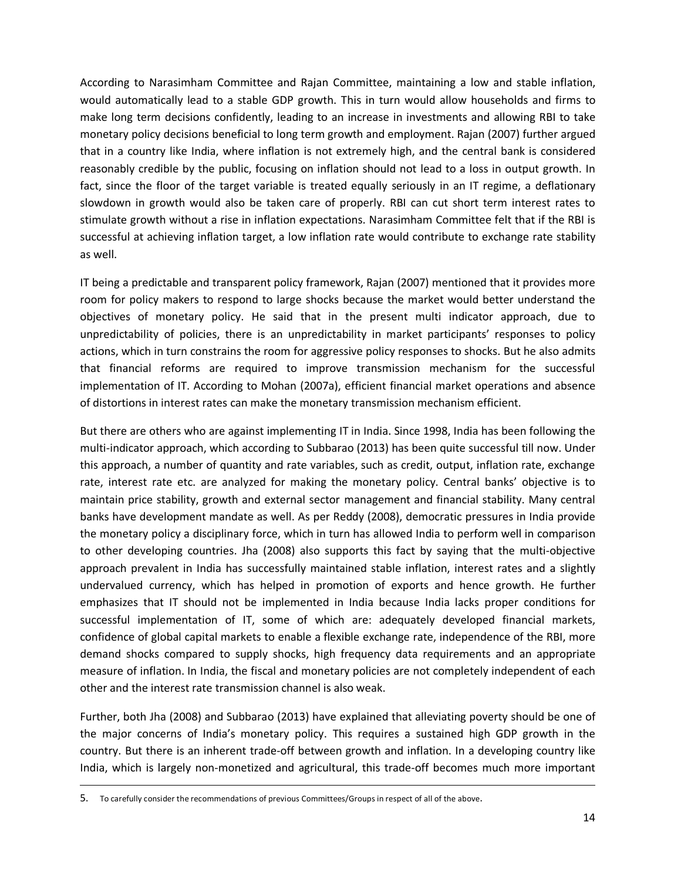According to Narasimham Committee and Rajan Committee, maintaining a low and stable inflation, would automatically lead to a stable GDP growth. This in turn would allow households and firms to make long term decisions confidently, leading to an increase in investments and allowing RBI to take monetary policy decisions beneficial to long term growth and employment. Rajan (2007) further argued that in a country like India, where inflation is not extremely high, and the central bank is considered reasonably credible by the public, focusing on inflation should not lead to a loss in output growth. In fact, since the floor of the target variable is treated equally seriously in an IT regime, a deflationary slowdown in growth would also be taken care of properly. RBI can cut short term interest rates to stimulate growth without a rise in inflation expectations. Narasimham Committee felt that if the RBI is successful at achieving inflation target, a low inflation rate would contribute to exchange rate stability as well.

IT being a predictable and transparent policy framework, Rajan (2007) mentioned that it provides more room for policy makers to respond to large shocks because the market would better understand the objectives of monetary policy. He said that in the present multi indicator approach, due to unpredictability of policies, there is an unpredictability in market participants' responses to policy actions, which in turn constrains the room for aggressive policy responses to shocks. But he also admits that financial reforms are required to improve transmission mechanism for the successful implementation of IT. According to Mohan (2007a), efficient financial market operations and absence of distortions in interest rates can make the monetary transmission mechanism efficient.

But there are others who are against implementing IT in India. Since 1998, India has been following the multi-indicator approach, which according to Subbarao (2013) has been quite successful till now. Under this approach, a number of quantity and rate variables, such as credit, output, inflation rate, exchange rate, interest rate etc. are analyzed for making the monetary policy. Central banks' objective is to maintain price stability, growth and external sector management and financial stability. Many central banks have development mandate as well. As per Reddy (2008), democratic pressures in India provide the monetary policy a disciplinary force, which in turn has allowed India to perform well in comparison to other developing countries. Jha (2008) also supports this fact by saying that the multi-objective approach prevalent in India has successfully maintained stable inflation, interest rates and a slightly undervalued currency, which has helped in promotion of exports and hence growth. He further emphasizes that IT should not be implemented in India because India lacks proper conditions for successful implementation of IT, some of which are: adequately developed financial markets, confidence of global capital markets to enable a flexible exchange rate, independence of the RBI, more demand shocks compared to supply shocks, high frequency data requirements and an appropriate measure of inflation. In India, the fiscal and monetary policies are not completely independent of each other and the interest rate transmission channel is also weak.

Further, both Jha (2008) and Subbarao (2013) have explained that alleviating poverty should be one of the major concerns of India's monetary policy. This requires a sustained high GDP growth in the country. But there is an inherent trade-off between growth and inflation. In a developing country like India, which is largely non-monetized and agricultural, this trade-off becomes much more important

5. To carefully consider the recommendations of previous Committees/Groups in respect of all of the above.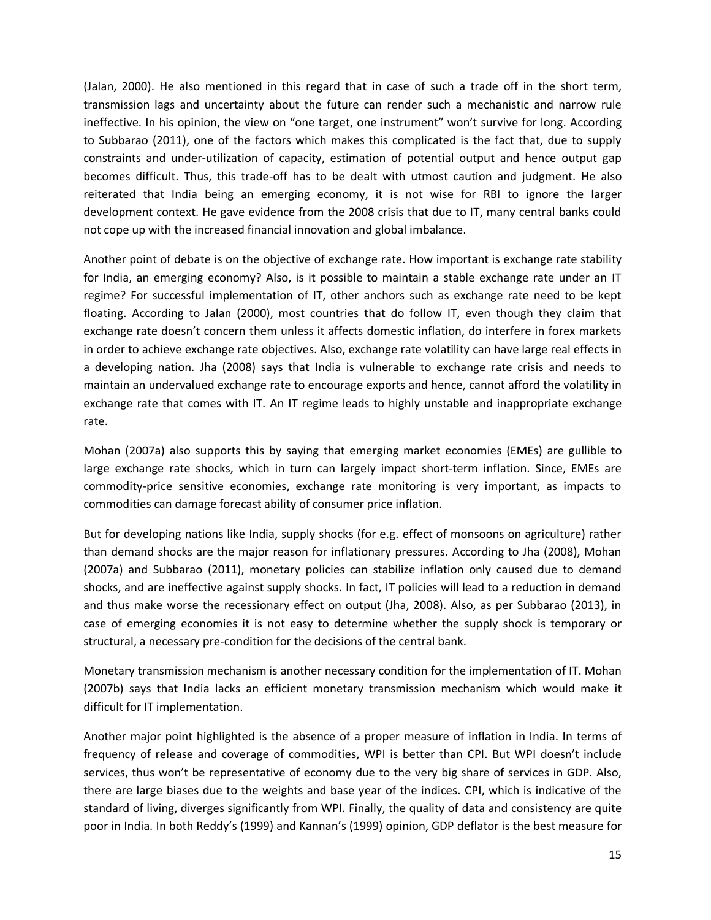(Jalan, 2000). He also mentioned in this regard that in case of such a trade off in the short term, transmission lags and uncertainty about the future can render such a mechanistic and narrow rule ineffective. In his opinion, the view on "one target, one instrument" won't survive for long. According to Subbarao (2011), one of the factors which makes this complicated is the fact that, due to supply constraints and under-utilization of capacity, estimation of potential output and hence output gap becomes difficult. Thus, this trade-off has to be dealt with utmost caution and judgment. He also reiterated that India being an emerging economy, it is not wise for RBI to ignore the larger development context. He gave evidence from the 2008 crisis that due to IT, many central banks could not cope up with the increased financial innovation and global imbalance.

Another point of debate is on the objective of exchange rate. How important is exchange rate stability for India, an emerging economy? Also, is it possible to maintain a stable exchange rate under an IT regime? For successful implementation of IT, other anchors such as exchange rate need to be kept floating. According to Jalan (2000), most countries that do follow IT, even though they claim that exchange rate doesn't concern them unless it affects domestic inflation, do interfere in forex markets in order to achieve exchange rate objectives. Also, exchange rate volatility can have large real effects in a developing nation. Jha (2008) says that India is vulnerable to exchange rate crisis and needs to maintain an undervalued exchange rate to encourage exports and hence, cannot afford the volatility in exchange rate that comes with IT. An IT regime leads to highly unstable and inappropriate exchange rate.

Mohan (2007a) also supports this by saying that emerging market economies (EMEs) are gullible to large exchange rate shocks, which in turn can largely impact short-term inflation. Since, EMEs are commodity-price sensitive economies, exchange rate monitoring is very important, as impacts to commodities can damage forecast ability of consumer price inflation.

But for developing nations like India, supply shocks (for e.g. effect of monsoons on agriculture) rather than demand shocks are the major reason for inflationary pressures. According to Jha (2008), Mohan (2007a) and Subbarao (2011), monetary policies can stabilize inflation only caused due to demand shocks, and are ineffective against supply shocks. In fact, IT policies will lead to a reduction in demand and thus make worse the recessionary effect on output (Jha, 2008). Also, as per Subbarao (2013), in case of emerging economies it is not easy to determine whether the supply shock is temporary or structural, a necessary pre-condition for the decisions of the central bank.

Monetary transmission mechanism is another necessary condition for the implementation of IT. Mohan (2007b) says that India lacks an efficient monetary transmission mechanism which would make it difficult for IT implementation.

Another major point highlighted is the absence of a proper measure of inflation in India. In terms of frequency of release and coverage of commodities, WPI is better than CPI. But WPI doesn't include services, thus won't be representative of economy due to the very big share of services in GDP. Also, there are large biases due to the weights and base year of the indices. CPI, which is indicative of the standard of living, diverges significantly from WPI. Finally, the quality of data and consistency are quite poor in India. In both Reddy's (1999) and Kannan's (1999) opinion, GDP deflator is the best measure for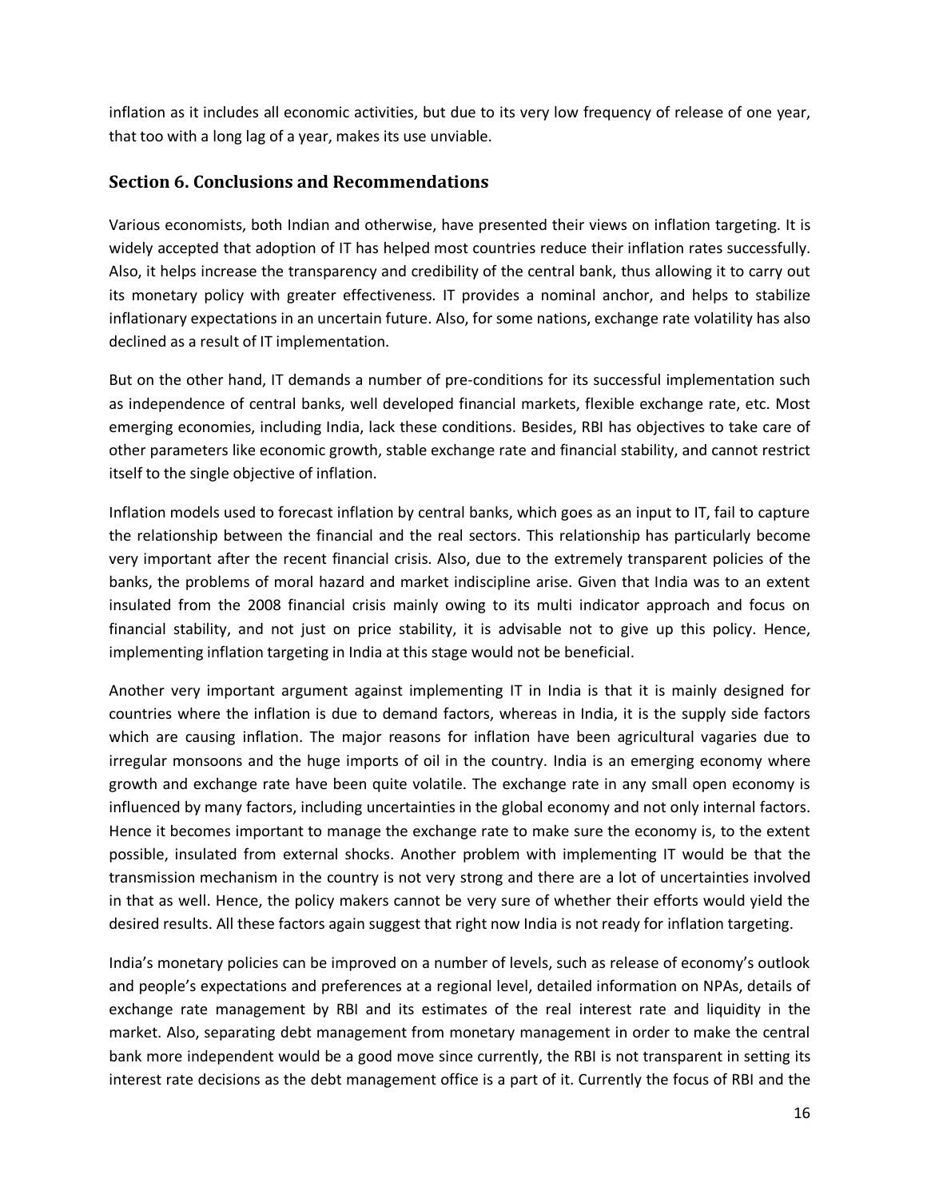inflation as it includes all economic activities, but due to its very low frequency of release of one year, that too with a long lag of a year, makes its use unviable.

## Section 6. Conclusions and Recommendations

Various economists, both Indian and otherwise, have presented their views on inflation targeting. It is widely accepted that adoption of IT has helped most countries reduce their inflation rates successfully. Also, it helps increase the transparency and credibility of the central bank, thus allowing it to carry out its monetary policy with greater effectiveness. IT provides a nominal anchor, and helps to stabilize inflationary expectations in an uncertain future. Also, for some nations, exchange rate volatility has also declined as a result of IT implementation.

But on the other hand, IT demands a number of pre-conditions for its successful implementation such as independence of central banks, well developed financial markets, flexible exchange rate, etc. Most emerging economies, including India, lack these conditions. Besides, RBI has objectives to take care of other parameters like economic growth, stable exchange rate and financial stability, and cannot restrict itself to the single objective of inflation.

Inflation models used to forecast inflation by central banks, which goes as an input to IT, fail to capture the relationship between the financial and the real sectors. This relationship has particularly become very important after the recent financial crisis. Also, due to the extremely transparent policies of the banks, the problems of moral hazard and market indiscipline arise. Given that India was to an extent insulated from the 2008 financial crisis mainly owing to its multi indicator approach and focus on financial stability, and not just on price stability, it is advisable not to give up this policy. Hence, implementing inflation targeting in India at this stage would not be beneficial.

Another very important argument against implementing IT in India is that it is mainly designed for countries where the inflation is due to demand factors, whereas in India, it is the supply side factors which are causing inflation. The major reasons for inflation have been agricultural vagaries due to irregular monsoons and the huge imports of oil in the country. India is an emerging economy where growth and exchange rate have been quite volatile. The exchange rate in any small open economy is influenced by many factors, including uncertainties in the global economy and not only internal factors. Hence it becomes important to manage the exchange rate to make sure the economy is, to the extent possible, insulated from external shocks. Another problem with implementing IT would be that the transmission mechanism in the country is not very strong and there are a lot of uncertainties involved in that as well. Hence, the policy makers cannot be very sure of whether their efforts would yield the desired results. All these factors again suggest that right now India is not ready for inflation targeting.

India's monetary policies can be improved on a number of levels, such as release of economy's outlook and people's expectations and preferences at a regional level, detailed information on NPAs, details of exchange rate management by RBI and its estimates of the real interest rate and liquidity in the market. Also, separating debt management from monetary management in order to make the central bank more independent would be a good move since currently, the RBI is not transparent in setting its interest rate decisions as the debt management office is a part of it. Currently the focus of RBI and the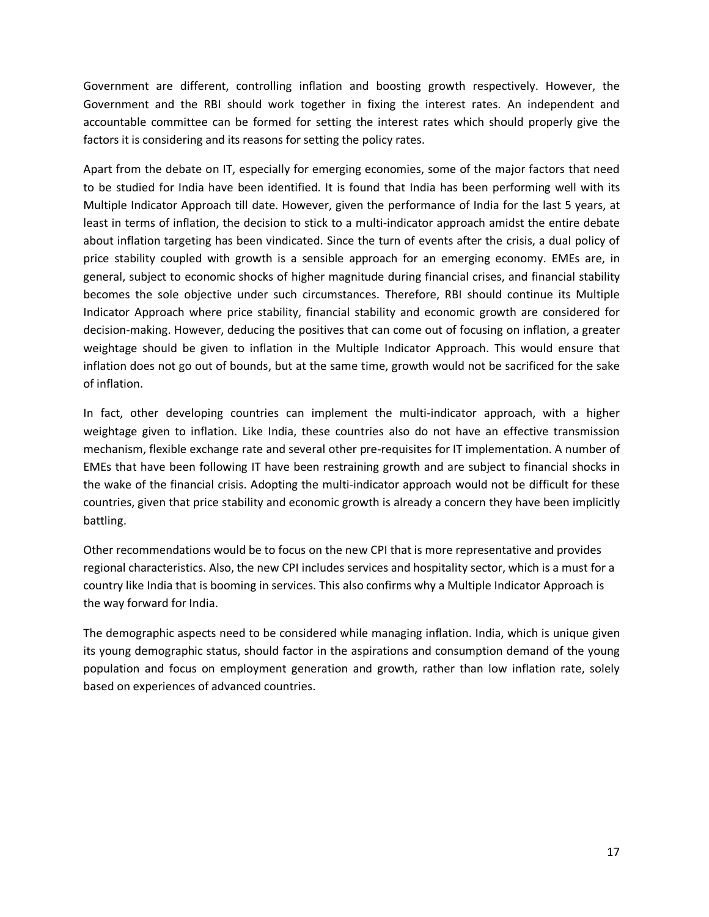Government are different, controlling inflation and boosting growth respectively. However, the Government and the RBI should work together in fixing the interest rates. An independent and accountable committee can be formed for setting the interest rates which should properly give the factors it is considering and its reasons for setting the policy rates.

Apart from the debate on IT, especially for emerging economies, some of the major factors that need to be studied for India have been identified. It is found that India has been performing well with its Multiple Indicator Approach till date. However, given the performance of India for the last 5 years, at least in terms of inflation, the decision to stick to a multi-indicator approach amidst the entire debate about inflation targeting has been vindicated. Since the turn of events after the crisis, a dual policy of price stability coupled with growth is a sensible approach for an emerging economy. EMEs are, in general, subject to economic shocks of higher magnitude during financial crises, and financial stability becomes the sole objective under such circumstances. Therefore, RBI should continue its Multiple Indicator Approach where price stability, financial stability and economic growth are considered for decision-making. However, deducing the positives that can come out of focusing on inflation, a greater weightage should be given to inflation in the Multiple Indicator Approach. This would ensure that inflation does not go out of bounds, but at the same time, growth would not be sacrificed for the sake of inflation.

In fact, other developing countries can implement the multi-indicator approach, with a higher weightage given to inflation. Like India, these countries also do not have an effective transmission mechanism, flexible exchange rate and several other pre-requisites for IT implementation. A number of EMEs that have been following IT have been restraining growth and are subject to financial shocks in the wake of the financial crisis. Adopting the multi-indicator approach would not be difficult for these countries, given that price stability and economic growth is already a concern they have been implicitly battling.

Other recommendations would be to focus on the new CPI that is more representative and provides regional characteristics. Also, the new CPI includes services and hospitality sector, which is a must for a country like India that is booming in services. This also confirms why a Multiple Indicator Approach is the way forward for India.

The demographic aspects need to be considered while managing inflation. India, which is unique given its young demographic status, should factor in the aspirations and consumption demand of the young population and focus on employment generation and growth, rather than low inflation rate, solely based on experiences of advanced countries.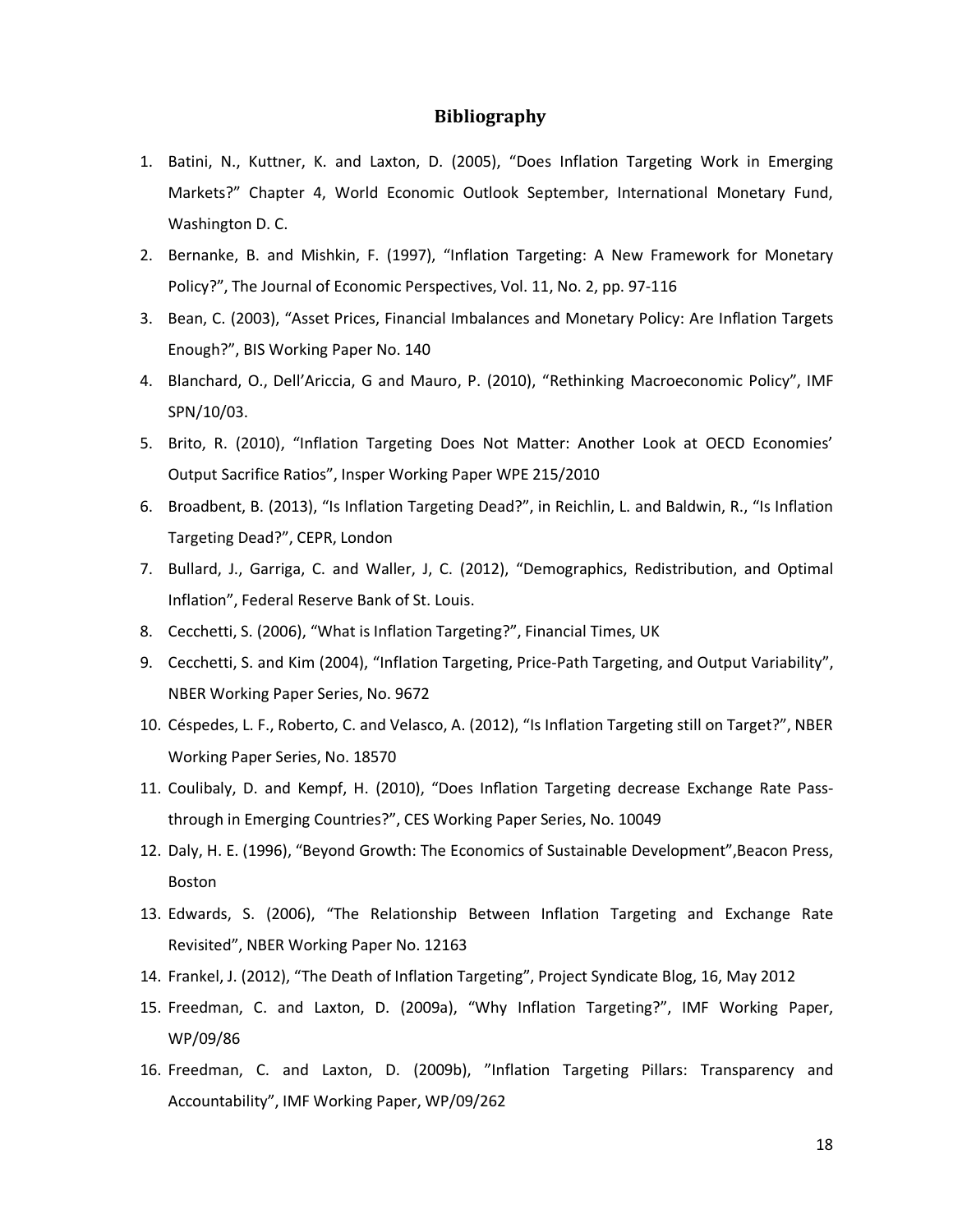## Bibliography

1. Batini, N., Kuttner, K. and Laxton, D. (2005), "Does Inflation Targeting Work in Emerging Markets?" Chapter 4, World Economic Outlook September, International Monetary Fund, Washington D. C.
2. Bernanke, B. and Mishkin, F. (1997), "Inflation Targeting: A New Framework for Monetary Policy?", The Journal of Economic Perspectives, Vol. 11, No. 2, pp. 97-116
3. Bean, C. (2003), "Asset Prices, Financial Imbalances and Monetary Policy: Are Inflation Targets Enough?", BIS Working Paper No. 140
4. Blanchard, O., Dell'Ariccia, G and Mauro, P. (2010), "Rethinking Macroeconomic Policy", IMF SPN/10/03.
5. Brito, R. (2010), "Inflation Targeting Does Not Matter: Another Look at OECD Economies' Output Sacrifice Ratios", Insper Working Paper WPE 215/2010
6. Broadbent, B. (2013), "Is Inflation Targeting Dead?", in Reichlin, L. and Baldwin, R., "Is Inflation Targeting Dead?", CEPR, London
7. Bullard, J., Garriga, C. and Waller, J, C. (2012), "Demographics, Redistribution, and Optimal Inflation", Federal Reserve Bank of St. Louis.
8. Cecchetti, S. (2006), "What is Inflation Targeting?", Financial Times, UK
9. Cecchetti, S. and Kim (2004), "Inflation Targeting, Price-Path Targeting, and Output Variability", NBER Working Paper Series, No. 9672
10. Céspedes, L. F., Roberto, C. and Velasco, A. (2012), "Is Inflation Targeting still on Target?", NBER Working Paper Series, No. 18570
11. Coulibaly, D. and Kempf, H. (2010), "Does Inflation Targeting decrease Exchange Rate Pass-through in Emerging Countries?", CES Working Paper Series, No. 10049
12. Daly, H. E. (1996), "Beyond Growth: The Economics of Sustainable Development",Beacon Press, Boston
13. Edwards, S. (2006), "The Relationship Between Inflation Targeting and Exchange Rate Revisited", NBER Working Paper No. 12163
14. Frankel, J. (2012), "The Death of Inflation Targeting", Project Syndicate Blog, 16, May 2012
15. Freedman, C. and Laxton, D. (2009a), "Why Inflation Targeting?", IMF Working Paper, WP/09/86
16. Freedman, C. and Laxton, D. (2009b), "Inflation Targeting Pillars: Transparency and Accountability", IMF Working Paper, WP/09/262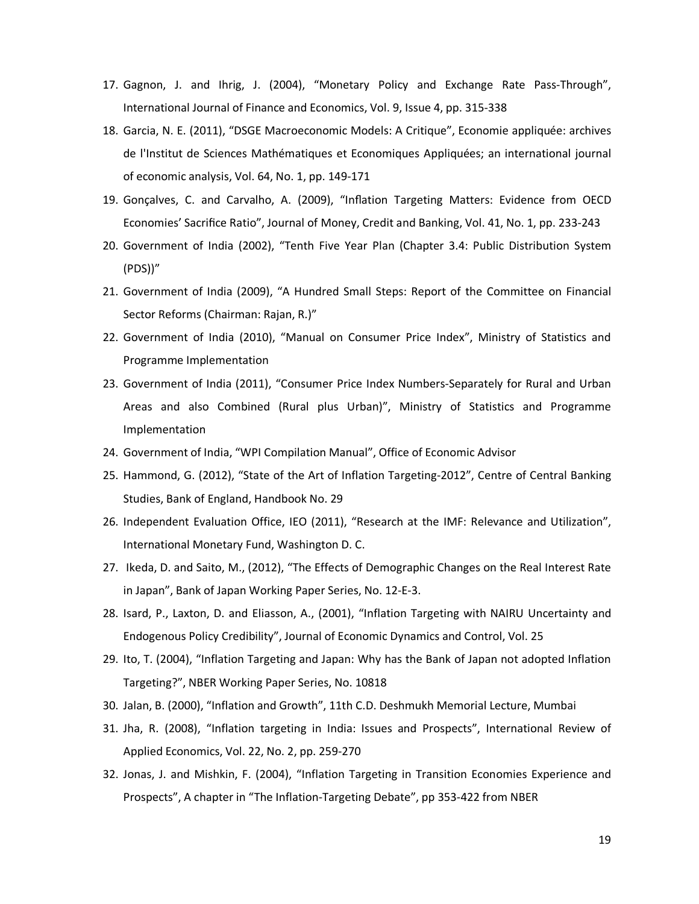17. Gagnon, J. and Ihrig, J. (2004), "Monetary Policy and Exchange Rate Pass-Through", International Journal of Finance and Economics, Vol. 9, Issue 4, pp. 315-338
18. Garcia, N. E. (2011), "DSGE Macroeconomic Models: A Critique", Economie appliquée: archives de l'Institut de Sciences Mathématiques et Economiques Appliquées; an international journal of economic analysis, Vol. 64, No. 1, pp. 149-171
19. Gonçalves, C. and Carvalho, A. (2009), "Inflation Targeting Matters: Evidence from OECD Economies' Sacrifice Ratio", Journal of Money, Credit and Banking, Vol. 41, No. 1, pp. 233-243
20. Government of India (2002), "Tenth Five Year Plan (Chapter 3.4: Public Distribution System (PDS))"
21. Government of India (2009), "A Hundred Small Steps: Report of the Committee on Financial Sector Reforms (Chairman: Rajan, R.)"
22. Government of India (2010), "Manual on Consumer Price Index", Ministry of Statistics and Programme Implementation
23. Government of India (2011), "Consumer Price Index Numbers-Separately for Rural and Urban Areas and also Combined (Rural plus Urban)", Ministry of Statistics and Programme Implementation
24. Government of India, "WPI Compilation Manual", Office of Economic Advisor
25. Hammond, G. (2012), "State of the Art of Inflation Targeting-2012", Centre of Central Banking Studies, Bank of England, Handbook No. 29
26. Independent Evaluation Office, IEO (2011), "Research at the IMF: Relevance and Utilization", International Monetary Fund, Washington D. C.
27. Ikeda, D. and Saito, M., (2012), "The Effects of Demographic Changes on the Real Interest Rate in Japan", Bank of Japan Working Paper Series, No. 12-E-3.
28. Isard, P., Laxton, D. and Eliasson, A., (2001), "Inflation Targeting with NAIRU Uncertainty and Endogenous Policy Credibility", Journal of Economic Dynamics and Control, Vol. 25
29. Ito, T. (2004), "Inflation Targeting and Japan: Why has the Bank of Japan not adopted Inflation Targeting?", NBER Working Paper Series, No. 10818
30. Jalan, B. (2000), "Inflation and Growth", 11th C.D. Deshmukh Memorial Lecture, Mumbai
31. Jha, R. (2008), "Inflation targeting in India: Issues and Prospects", International Review of Applied Economics, Vol. 22, No. 2, pp. 259-270
32. Jonas, J. and Mishkin, F. (2004), "Inflation Targeting in Transition Economies Experience and Prospects", A chapter in "The Inflation-Targeting Debate", pp 353-422 from NBER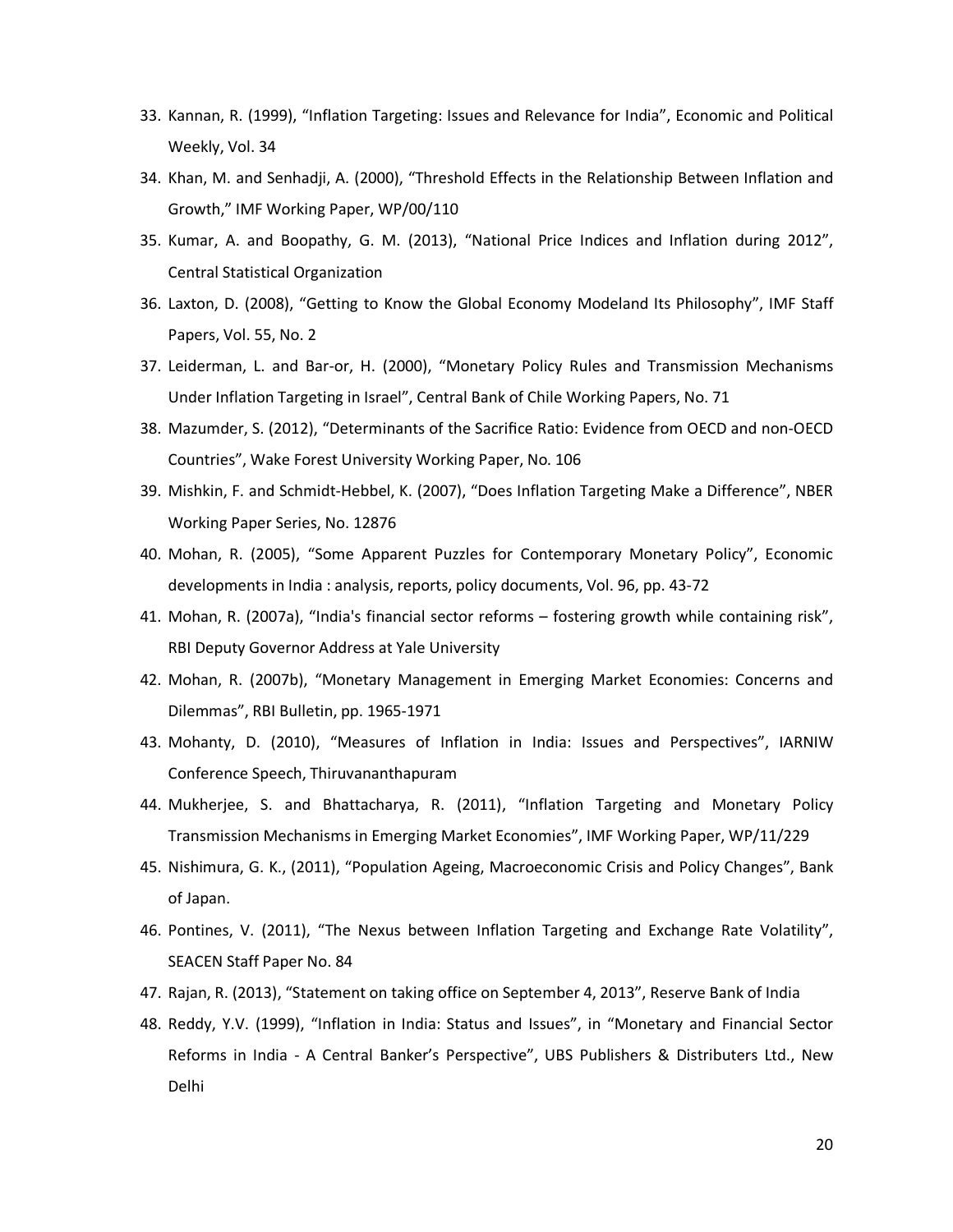33. Kannan, R. (1999), "Inflation Targeting: Issues and Relevance for India", Economic and Political Weekly, Vol. 34
34. Khan, M. and Senhadji, A. (2000), "Threshold Effects in the Relationship Between Inflation and Growth," IMF Working Paper, WP/00/110
35. Kumar, A. and Boopathy, G. M. (2013), "National Price Indices and Inflation during 2012", Central Statistical Organization
36. Laxton, D. (2008), "Getting to Know the Global Economy Modeland Its Philosophy", IMF Staff Papers, Vol. 55, No. 2
37. Leiderman, L. and Bar-or, H. (2000), "Monetary Policy Rules and Transmission Mechanisms Under Inflation Targeting in Israel", Central Bank of Chile Working Papers, No. 71
38. Mazumder, S. (2012), "Determinants of the Sacrifice Ratio: Evidence from OECD and non-OECD Countries", Wake Forest University Working Paper, No. 106
39. Mishkin, F. and Schmidt-Hebbel, K. (2007), "Does Inflation Targeting Make a Difference", NBER Working Paper Series, No. 12876
40. Mohan, R. (2005), "Some Apparent Puzzles for Contemporary Monetary Policy", Economic developments in India : analysis, reports, policy documents, Vol. 96, pp. 43-72
41. Mohan, R. (2007a), "India's financial sector reforms – fostering growth while containing risk", RBI Deputy Governor Address at Yale University
42. Mohan, R. (2007b), "Monetary Management in Emerging Market Economies: Concerns and Dilemmas", RBI Bulletin, pp. 1965-1971
43. Mohanty, D. (2010), "Measures of Inflation in India: Issues and Perspectives", IARNIW Conference Speech, Thiruvananthapuram
44. Mukherjee, S. and Bhattacharya, R. (2011), "Inflation Targeting and Monetary Policy Transmission Mechanisms in Emerging Market Economies", IMF Working Paper, WP/11/229
45. Nishimura, G. K., (2011), "Population Ageing, Macroeconomic Crisis and Policy Changes", Bank of Japan.
46. Pontines, V. (2011), "The Nexus between Inflation Targeting and Exchange Rate Volatility", SEACEN Staff Paper No. 84
47. Rajan, R. (2013), "Statement on taking office on September 4, 2013", Reserve Bank of India
48. Reddy, Y.V. (1999), "Inflation in India: Status and Issues", in "Monetary and Financial Sector Reforms in India - A Central Banker's Perspective", UBS Publishers & Distributers Ltd., New Delhi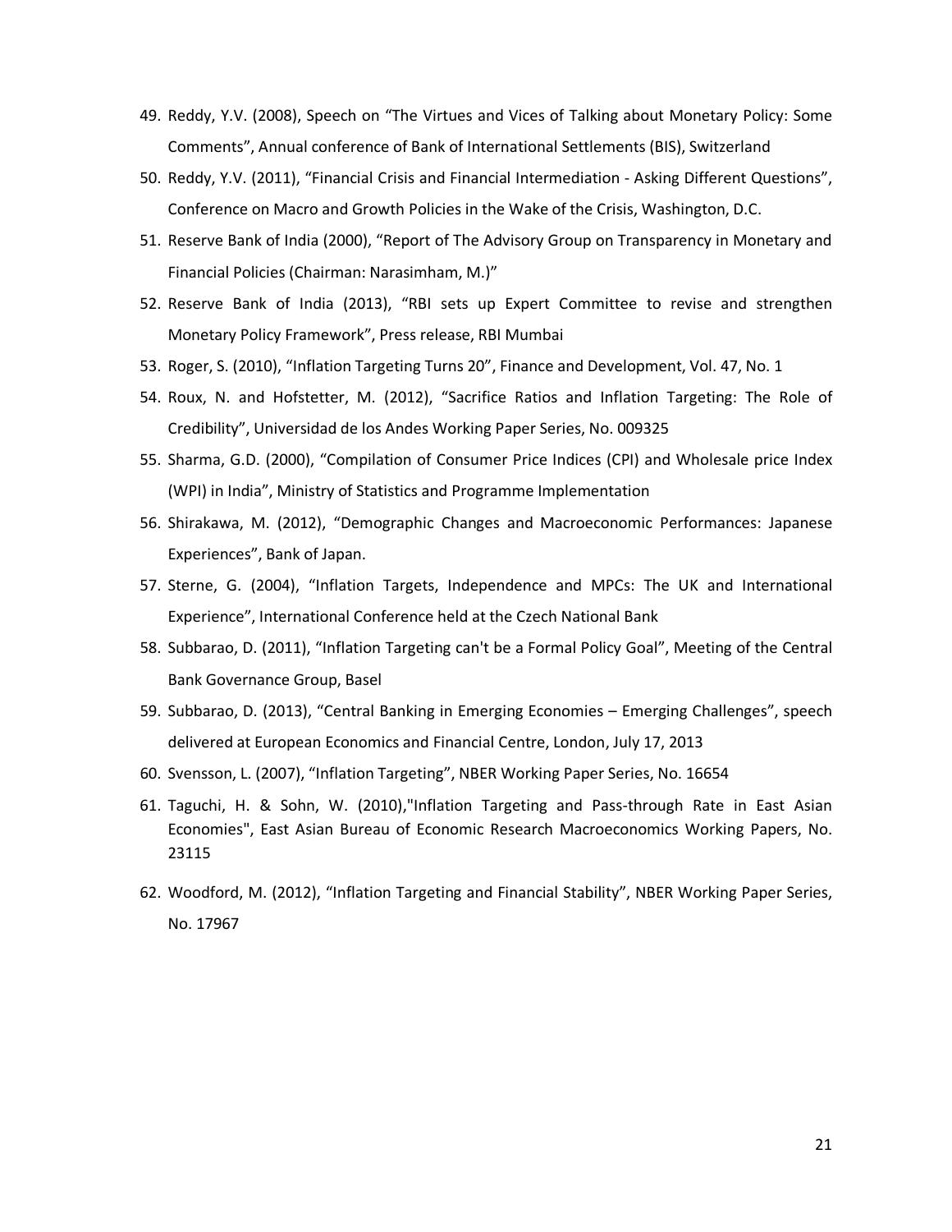49. Reddy, Y.V. (2008), Speech on “The Virtues and Vices of Talking about Monetary Policy: Some Comments”, Annual conference of Bank of International Settlements (BIS), Switzerland
50. Reddy, Y.V. (2011), “Financial Crisis and Financial Intermediation - Asking Different Questions”, Conference on Macro and Growth Policies in the Wake of the Crisis, Washington, D.C.
51. Reserve Bank of India (2000), “Report of The Advisory Group on Transparency in Monetary and Financial Policies (Chairman: Narasimham, M.)”
52. Reserve Bank of India (2013), “RBI sets up Expert Committee to revise and strengthen Monetary Policy Framework”, Press release, RBI Mumbai
53. Roger, S. (2010), “Inflation Targeting Turns 20”, Finance and Development, Vol. 47, No. 1
54. Roux, N. and Hofstetter, M. (2012), “Sacrifice Ratios and Inflation Targeting: The Role of Credibility”, Universidad de los Andes Working Paper Series, No. 009325
55. Sharma, G.D. (2000), “Compilation of Consumer Price Indices (CPI) and Wholesale price Index (WPI) in India”, Ministry of Statistics and Programme Implementation
56. Shirakawa, M. (2012), “Demographic Changes and Macroeconomic Performances: Japanese Experiences”, Bank of Japan.
57. Sterne, G. (2004), “Inflation Targets, Independence and MPCs: The UK and International Experience”, International Conference held at the Czech National Bank
58. Subbarao, D. (2011), “Inflation Targeting can't be a Formal Policy Goal”, Meeting of the Central Bank Governance Group, Basel
59. Subbarao, D. (2013), “Central Banking in Emerging Economies – Emerging Challenges”, speech delivered at European Economics and Financial Centre, London, July 17, 2013
60. Svensson, L. (2007), “Inflation Targeting”, NBER Working Paper Series, No. 16654
61. Taguchi, H. & Sohn, W. (2010),"Inflation Targeting and Pass-through Rate in East Asian Economies", East Asian Bureau of Economic Research Macroeconomics Working Papers, No. 23115
62. Woodford, M. (2012), “Inflation Targeting and Financial Stability”, NBER Working Paper Series, No. 17967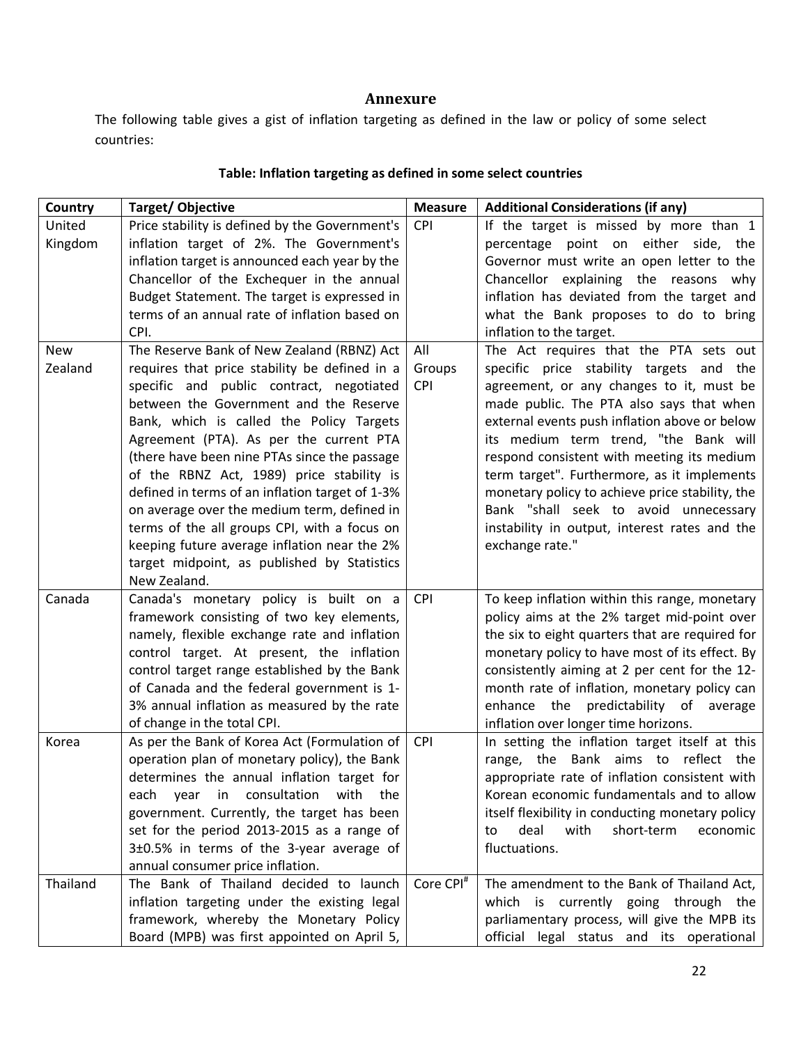## Annexure

The following table gives a gist of inflation targeting as defined in the law or policy of some select countries:

**Table: Inflation targeting as defined in some select countries**

| Country | Target/ Objective | Measure | Additional Considerations (if any) |
|---|---|---|---|
| United Kingdom | Price stability is defined by the Government's inflation target of 2%. The Government's inflation target is announced each year by the Chancellor of the Exchequer in the annual Budget Statement. The target is expressed in terms of an annual rate of inflation based on CPI. | CPI | If the target is missed by more than 1 percentage point on either side, the Governor must write an open letter to the Chancellor explaining the reasons why inflation has deviated from the target and what the Bank proposes to do to bring inflation to the target. |
| New Zealand | The Reserve Bank of New Zealand (RBNZ) Act requires that price stability be defined in a specific and public contract, negotiated between the Government and the Reserve Bank, which is called the Policy Targets Agreement (PTA). As per the current PTA (there have been nine PTAs since the passage of the RBNZ Act, 1989) price stability is defined in terms of an inflation target of 1-3% on average over the medium term, defined in terms of the all groups CPI, with a focus on keeping future average inflation near the 2% target midpoint, as published by Statistics New Zealand. | All Groups CPI | The Act requires that the PTA sets out specific price stability targets and the agreement, or any changes to it, must be made public. The PTA also says that when external events push inflation above or below its medium term trend, "the Bank will respond consistent with meeting its medium term target". Furthermore, as it implements monetary policy to achieve price stability, the Bank "shall seek to avoid unnecessary instability in output, interest rates and the exchange rate." |
| Canada | Canada's monetary policy is built on a framework consisting of two key elements, namely, flexible exchange rate and inflation control target. At present, the inflation control target range established by the Bank of Canada and the federal government is 1-3% annual inflation as measured by the rate of change in the total CPI. | CPI | To keep inflation within this range, monetary policy aims at the 2% target mid-point over the six to eight quarters that are required for monetary policy to have most of its effect. By consistently aiming at 2 per cent for the 12-month rate of inflation, monetary policy can enhance the predictability of average inflation over longer time horizons. |
| Korea | As per the Bank of Korea Act (Formulation of operation plan of monetary policy), the Bank determines the annual inflation target for each year in consultation with the government. Currently, the target has been set for the period 2013-2015 as a range of 3±0.5% in terms of the 3-year average of annual consumer price inflation. | CPI | In setting the inflation target itself at this range, the Bank aims to reflect the appropriate rate of inflation consistent with Korean economic fundamentals and to allow itself flexibility in conducting monetary policy to deal with short-term economic fluctuations. |
| Thailand | The Bank of Thailand decided to launch inflation targeting under the existing legal framework, whereby the Monetary Policy Board (MPB) was first appointed on April 5, | Core CPI[#] | The amendment to the Bank of Thailand Act, which is currently going through the parliamentary process, will give the MPB its official legal status and its operational |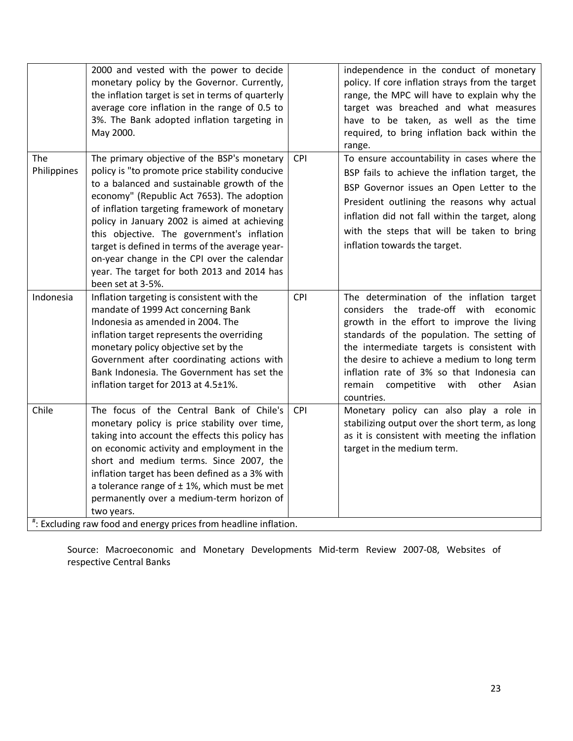| | | | |
|---|---|---|---|
| | 2000 and vested with the power to decide monetary policy by the Governor. Currently, the inflation target is set in terms of quarterly average core inflation in the range of 0.5 to 3%. The Bank adopted inflation targeting in May 2000. | | independence in the conduct of monetary policy. If core inflation strays from the target range, the MPC will have to explain why the target was breached and what measures have to be taken, as well as the time required, to bring inflation back within the range. |
| The Philippines | The primary objective of the BSP's monetary policy is "to promote price stability conducive to a balanced and sustainable growth of the economy" (Republic Act 7653). The adoption of inflation targeting framework of monetary policy in January 2002 is aimed at achieving this objective. The government's inflation target is defined in terms of the average year-on-year change in the CPI over the calendar year. The target for both 2013 and 2014 has been set at 3-5%. | CPI | To ensure accountability in cases where the BSP fails to achieve the inflation target, the BSP Governor issues an Open Letter to the President outlining the reasons why actual inflation did not fall within the target, along with the steps that will be taken to bring inflation towards the target. |
| Indonesia | Inflation targeting is consistent with the mandate of 1999 Act concerning Bank Indonesia as amended in 2004. The inflation target represents the overriding monetary policy objective set by the Government after coordinating actions with Bank Indonesia. The Government has set the inflation target for 2013 at 4.5±1%. | CPI | The determination of the inflation target considers the trade-off with economic growth in the effort to improve the living standards of the population. The setting of the intermediate targets is consistent with the desire to achieve a medium to long term inflation rate of 3% so that Indonesia can remain competitive with other Asian countries. |
| Chile | The focus of the Central Bank of Chile's monetary policy is price stability over time, taking into account the effects this policy has on economic activity and employment in the short and medium terms. Since 2007, the inflation target has been defined as a 3% with a tolerance range of ± 1%, which must be met permanently over a medium-term horizon of two years. | CPI | Monetary policy can also play a role in stabilizing output over the short term, as long as it is consistent with meeting the inflation target in the medium term. |
| [#]: Excluding raw food and energy prices from headline inflation. | | | |

Source: Macroeconomic and Monetary Developments Mid-term Review 2007-08, Websites of respective Central Banks